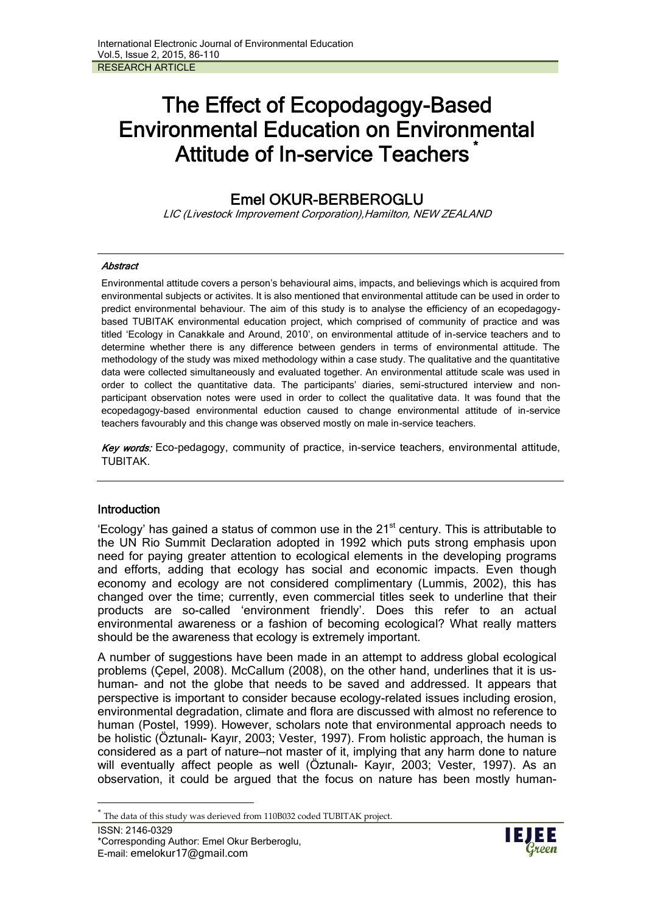RESEARCH ARTICLE

# The Effect of Ecopodagogy-Based Environmental Education on Environmental Attitude of In-service Teachers [*]

## Emel OKUR-BERBEROGLU

*LIC (Livestock Improvement Corporation),Hamilton, NEW ZEALAND*

---

***Abstract***

Environmental attitude covers a person's behavioural aims, impacts, and believings which is acquired from environmental subjects or activites. It is also mentioned that environmental attitude can be used in order to predict environmental behaviour. The aim of this study is to analyse the efficiency of an ecopedagogy-based TUBITAK environmental education project, which comprised of community of practice and was titled 'Ecology in Canakkale and Around, 2010', on environmental attitude of in-service teachers and to determine whether there is any difference between genders in terms of environmental attitude. The methodology of the study was mixed methodology within a case study. The qualitative and the quantitative data were collected simultaneously and evaluated together. An environmental attitude scale was used in order to collect the quantitative data. The participants' diaries, semi-structured interview and non-participant observation notes were used in order to collect the qualitative data. It was found that the ecopedagogy-based environmental eduction caused to change environmental attitude of in-service teachers favourably and this change was observed mostly on male in-service teachers.

***Key words:*** Eco-pedagogy, community of practice, in-service teachers, environmental attitude, TUBITAK.

---

## Introduction

'Ecology' has gained a status of common use in the 21st century. This is attributable to the UN Rio Summit Declaration adopted in 1992 which puts strong emphasis upon need for paying greater attention to ecological elements in the developing programs and efforts, adding that ecology has social and economic impacts. Even though economy and ecology are not considered complimentary (Lummis, 2002), this has changed over the time; currently, even commercial titles seek to underline that their products are so-called 'environment friendly'. Does this refer to an actual environmental awareness or a fashion of becoming ecological? What really matters should be the awareness that ecology is extremely important.

A number of suggestions have been made in an attempt to address global ecological problems (Çepel, 2008). McCallum (2008), on the other hand, underlines that it is us-human- and not the globe that needs to be saved and addressed. It appears that perspective is important to consider because ecology-related issues including erosion, environmental degradation, climate and flora are discussed with almost no reference to human (Postel, 1999). However, scholars note that environmental approach needs to be holistic (Öztunalı- Kayır, 2003; Vester, 1997). From holistic approach, the human is considered as a part of nature—not master of it, implying that any harm done to nature will eventually affect people as well (Öztunalı- Kayır, 2003; Vester, 1997). As an observation, it could be argued that the focus on nature has been mostly human-

---

[*] The data of this study was derieved from 110B032 coded TUBITAK project.

ISSN: 2146-0329
*Corresponding Author: Emel Okur Berberoglu,
E-mail: emelokur17@gmail.com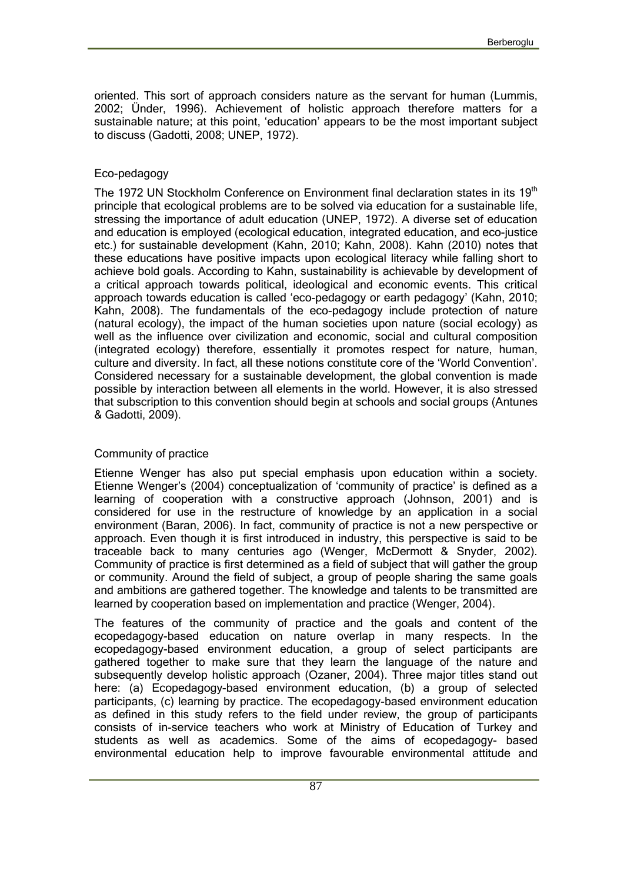oriented. This sort of approach considers nature as the servant for human (Lummis, 2002; Ünder, 1996). Achievement of holistic approach therefore matters for a sustainable nature; at this point, 'education' appears to be the most important subject to discuss (Gadotti, 2008; UNEP, 1972).

## Eco-pedagogy

The 1972 UN Stockholm Conference on Environment final declaration states in its 19th principle that ecological problems are to be solved via education for a sustainable life, stressing the importance of adult education (UNEP, 1972). A diverse set of education and education is employed (ecological education, integrated education, and eco-justice etc.) for sustainable development (Kahn, 2010; Kahn, 2008). Kahn (2010) notes that these educations have positive impacts upon ecological literacy while falling short to achieve bold goals. According to Kahn, sustainability is achievable by development of a critical approach towards political, ideological and economic events. This critical approach towards education is called 'eco-pedagogy or earth pedagogy' (Kahn, 2010; Kahn, 2008). The fundamentals of the eco-pedagogy include protection of nature (natural ecology), the impact of the human societies upon nature (social ecology) as well as the influence over civilization and economic, social and cultural composition (integrated ecology) therefore, essentially it promotes respect for nature, human, culture and diversity. In fact, all these notions constitute core of the 'World Convention'. Considered necessary for a sustainable development, the global convention is made possible by interaction between all elements in the world. However, it is also stressed that subscription to this convention should begin at schools and social groups (Antunes & Gadotti, 2009).

## Community of practice

Etienne Wenger has also put special emphasis upon education within a society. Etienne Wenger's (2004) conceptualization of 'community of practice' is defined as a learning of cooperation with a constructive approach (Johnson, 2001) and is considered for use in the restructure of knowledge by an application in a social environment (Baran, 2006). In fact, community of practice is not a new perspective or approach. Even though it is first introduced in industry, this perspective is said to be traceable back to many centuries ago (Wenger, McDermott & Snyder, 2002). Community of practice is first determined as a field of subject that will gather the group or community. Around the field of subject, a group of people sharing the same goals and ambitions are gathered together. The knowledge and talents to be transmitted are learned by cooperation based on implementation and practice (Wenger, 2004).

The features of the community of practice and the goals and content of the ecopedagogy-based education on nature overlap in many respects. In the ecopedagogy-based environment education, a group of select participants are gathered together to make sure that they learn the language of the nature and subsequently develop holistic approach (Ozaner, 2004). Three major titles stand out here: (a) Ecopedagogy-based environment education, (b) a group of selected participants, (c) learning by practice. The ecopedagogy-based environment education as defined in this study refers to the field under review, the group of participants consists of in-service teachers who work at Ministry of Education of Turkey and students as well as academics. Some of the aims of ecopedagogy- based environmental education help to improve favourable environmental attitude and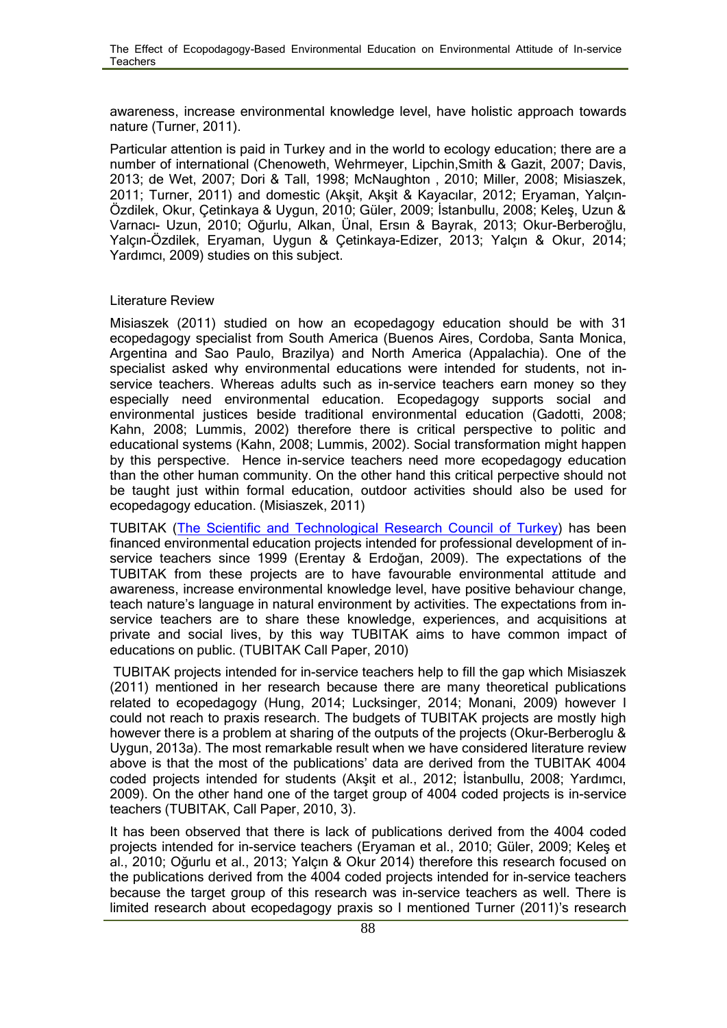awareness, increase environmental knowledge level, have holistic approach towards nature (Turner, 2011).

Particular attention is paid in Turkey and in the world to ecology education; there are a number of international (Chenoweth, Wehrmeyer, Lipchin,Smith & Gazit, 2007; Davis, 2013; de Wet, 2007; Dori & Tall, 1998; McNaughton , 2010; Miller, 2008; Misiaszek, 2011; Turner, 2011) and domestic (Akşit, Akşit & Kayacılar, 2012; Eryaman, Yalçın-Özdilek, Okur, Çetinkaya & Uygun, 2010; Güler, 2009; İstanbullu, 2008; Keleş, Uzun & Varnacı- Uzun, 2010; Oğurlu, Alkan, Ünal, Ersın & Bayrak, 2013; Okur-Berberoğlu, Yalçın-Özdilek, Eryaman, Uygun & Çetinkaya-Edizer, 2013; Yalçın & Okur, 2014; Yardımcı, 2009) studies on this subject.

## Literature Review

Misiaszek (2011) studied on how an ecopedagogy education should be with 31 ecopedagogy specialist from South America (Buenos Aires, Cordoba, Santa Monica, Argentina and Sao Paulo, Brazilya) and North America (Appalachia). One of the specialist asked why environmental educations were intended for students, not in-service teachers. Whereas adults such as in-service teachers earn money so they especially need environmental education. Ecopedagogy supports social and environmental justices beside traditional environmental education (Gadotti, 2008; Kahn, 2008; Lummis, 2002) therefore there is critical perspective to politic and educational systems (Kahn, 2008; Lummis, 2002). Social transformation might happen by this perspective. Hence in-service teachers need more ecopedagogy education than the other human community. On the other hand this critical perpective should not be taught just within formal education, outdoor activities should also be used for ecopedagogy education. (Misiaszek, 2011)

TUBITAK (The Scientific and Technological Research Council of Turkey) has been financed environmental education projects intended for professional development of in-service teachers since 1999 (Erentay & Erdoğan, 2009). The expectations of the TUBITAK from these projects are to have favourable environmental attitude and awareness, increase environmental knowledge level, have positive behaviour change, teach nature's language in natural environment by activities. The expectations from in-service teachers are to share these knowledge, experiences, and acquisitions at private and social lives, by this way TUBITAK aims to have common impact of educations on public. (TUBITAK Call Paper, 2010)

TUBITAK projects intended for in-service teachers help to fill the gap which Misiaszek (2011) mentioned in her research because there are many theoretical publications related to ecopedagogy (Hung, 2014; Lucksinger, 2014; Monani, 2009) however I could not reach to praxis research. The budgets of TUBITAK projects are mostly high however there is a problem at sharing of the outputs of the projects (Okur-Berberoglu & Uygun, 2013a). The most remarkable result when we have considered literature review above is that the most of the publications' data are derived from the TUBITAK 4004 coded projects intended for students (Akşit et al., 2012; İstanbullu, 2008; Yardımcı, 2009). On the other hand one of the target group of 4004 coded projects is in-service teachers (TUBITAK, Call Paper, 2010, 3).

It has been observed that there is lack of publications derived from the 4004 coded projects intended for in-service teachers (Eryaman et al., 2010; Güler, 2009; Keleş et al., 2010; Oğurlu et al., 2013; Yalçın & Okur 2014) therefore this research focused on the publications derived from the 4004 coded projects intended for in-service teachers because the target group of this research was in-service teachers as well. There is limited research about ecopedagogy praxis so I mentioned Turner (2011)'s research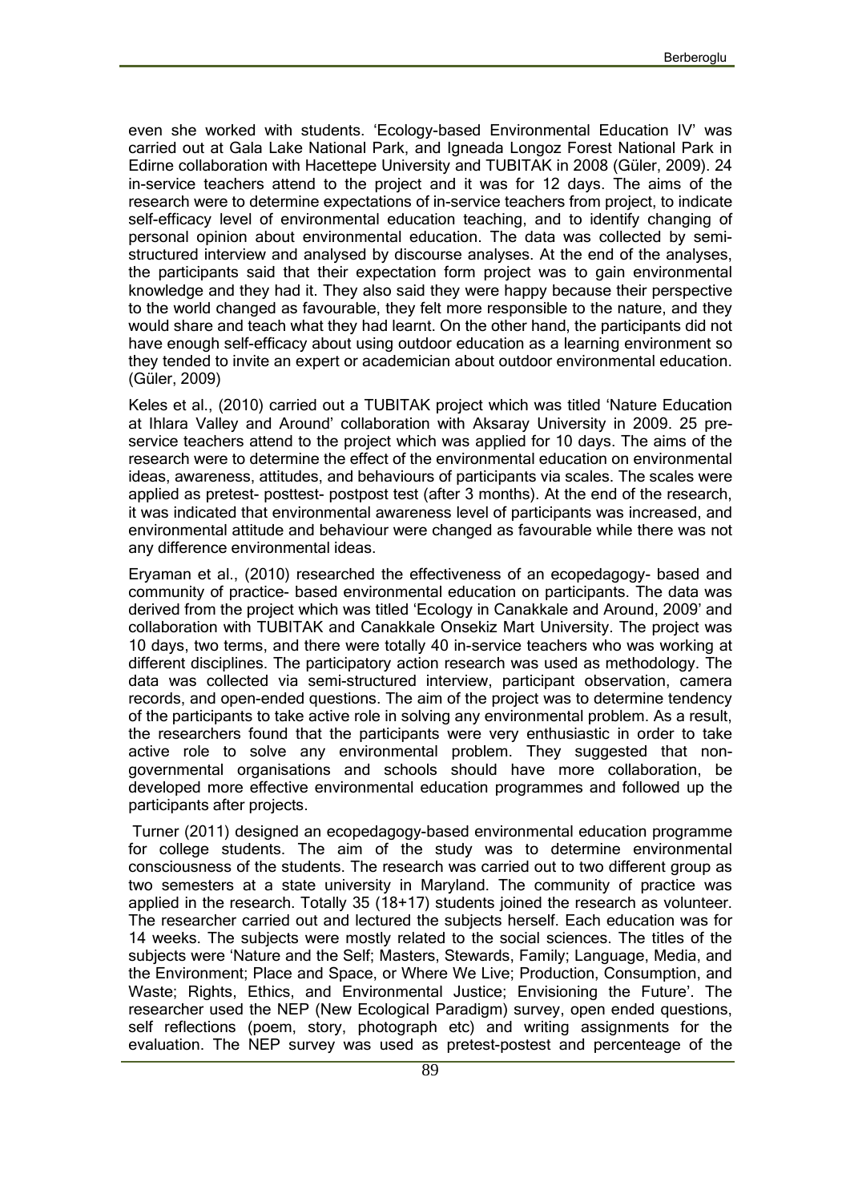even she worked with students. 'Ecology-based Environmental Education IV' was carried out at Gala Lake National Park, and Igneada Longoz Forest National Park in Edirne collaboration with Hacettepe University and TUBITAK in 2008 (Güler, 2009). 24 in-service teachers attend to the project and it was for 12 days. The aims of the research were to determine expectations of in-service teachers from project, to indicate self-efficacy level of environmental education teaching, and to identify changing of personal opinion about environmental education. The data was collected by semi-structured interview and analysed by discourse analyses. At the end of the analyses, the participants said that their expectation form project was to gain environmental knowledge and they had it. They also said they were happy because their perspective to the world changed as favourable, they felt more responsible to the nature, and they would share and teach what they had learnt. On the other hand, the participants did not have enough self-efficacy about using outdoor education as a learning environment so they tended to invite an expert or academician about outdoor environmental education. (Güler, 2009)

Keles et al., (2010) carried out a TUBITAK project which was titled 'Nature Education at Ihlara Valley and Around' collaboration with Aksaray University in 2009. 25 pre-service teachers attend to the project which was applied for 10 days. The aims of the research were to determine the effect of the environmental education on environmental ideas, awareness, attitudes, and behaviours of participants via scales. The scales were applied as pretest- posttest- postpost test (after 3 months). At the end of the research, it was indicated that environmental awareness level of participants was increased, and environmental attitude and behaviour were changed as favourable while there was not any difference environmental ideas.

Eryaman et al., (2010) researched the effectiveness of an ecopedagogy- based and community of practice- based environmental education on participants. The data was derived from the project which was titled 'Ecology in Canakkale and Around, 2009' and collaboration with TUBITAK and Canakkale Onsekiz Mart University. The project was 10 days, two terms, and there were totally 40 in-service teachers who was working at different disciplines. The participatory action research was used as methodology. The data was collected via semi-structured interview, participant observation, camera records, and open-ended questions. The aim of the project was to determine tendency of the participants to take active role in solving any environmental problem. As a result, the researchers found that the participants were very enthusiastic in order to take active role to solve any environmental problem. They suggested that non-governmental organisations and schools should have more collaboration, be developed more effective environmental education programmes and followed up the participants after projects.

Turner (2011) designed an ecopedagogy-based environmental education programme for college students. The aim of the study was to determine environmental consciousness of the students. The research was carried out to two different group as two semesters at a state university in Maryland. The community of practice was applied in the research. Totally 35 (18+17) students joined the research as volunteer. The researcher carried out and lectured the subjects herself. Each education was for 14 weeks. The subjects were mostly related to the social sciences. The titles of the subjects were 'Nature and the Self; Masters, Stewards, Family; Language, Media, and the Environment; Place and Space, or Where We Live; Production, Consumption, and Waste; Rights, Ethics, and Environmental Justice; Envisioning the Future'. The researcher used the NEP (New Ecological Paradigm) survey, open ended questions, self reflections (poem, story, photograph etc) and writing assignments for the evaluation. The NEP survey was used as pretest-postest and percenteage of the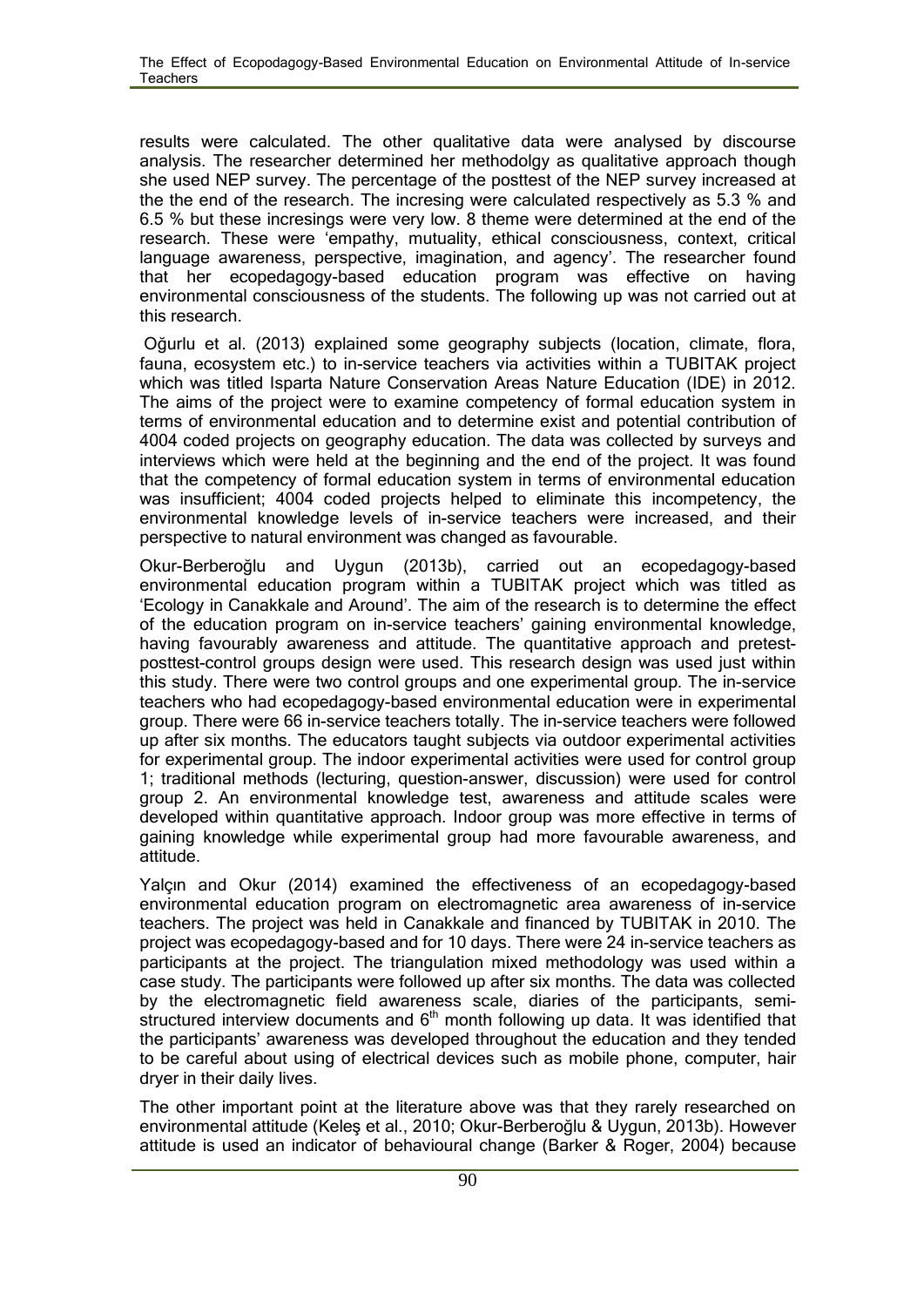results were calculated. The other qualitative data were analysed by discourse analysis. The researcher determined her methodolgy as qualitative approach though she used NEP survey. The percentage of the posttest of the NEP survey increased at the the end of the research. The incresing were calculated respectively as 5.3 % and 6.5 % but these incresings were very low. 8 theme were determined at the end of the research. These were 'empathy, mutuality, ethical consciousness, context, critical language awareness, perspective, imagination, and agency'. The researcher found that her ecopedagogy-based education program was effective on having environmental consciousness of the students. The following up was not carried out at this research.

Oğurlu et al. (2013) explained some geography subjects (location, climate, flora, fauna, ecosystem etc.) to in-service teachers via activities within a TUBITAK project which was titled Isparta Nature Conservation Areas Nature Education (IDE) in 2012. The aims of the project were to examine competency of formal education system in terms of environmental education and to determine exist and potential contribution of 4004 coded projects on geography education. The data was collected by surveys and interviews which were held at the beginning and the end of the project. It was found that the competency of formal education system in terms of environmental education was insufficient; 4004 coded projects helped to eliminate this incompetency, the environmental knowledge levels of in-service teachers were increased, and their perspective to natural environment was changed as favourable.

Okur-Berberoğlu and Uygun (2013b), carried out an ecopedagogy-based environmental education program within a TUBITAK project which was titled as 'Ecology in Canakkale and Around'. The aim of the research is to determine the effect of the education program on in-service teachers' gaining environmental knowledge, having favourably awareness and attitude. The quantitative approach and pretest-posttest-control groups design were used. This research design was used just within this study. There were two control groups and one experimental group. The in-service teachers who had ecopedagogy-based environmental education were in experimental group. There were 66 in-service teachers totally. The in-service teachers were followed up after six months. The educators taught subjects via outdoor experimental activities for experimental group. The indoor experimental activities were used for control group 1; traditional methods (lecturing, question-answer, discussion) were used for control group 2. An environmental knowledge test, awareness and attitude scales were developed within quantitative approach. Indoor group was more effective in terms of gaining knowledge while experimental group had more favourable awareness, and attitude.

Yalçın and Okur (2014) examined the effectiveness of an ecopedagogy-based environmental education program on electromagnetic area awareness of in-service teachers. The project was held in Canakkale and financed by TUBITAK in 2010. The project was ecopedagogy-based and for 10 days. There were 24 in-service teachers as participants at the project. The triangulation mixed methodology was used within a case study. The participants were followed up after six months. The data was collected by the electromagnetic field awareness scale, diaries of the participants, semi-structured interview documents and 6th month following up data. It was identified that the participants' awareness was developed throughout the education and they tended to be careful about using of electrical devices such as mobile phone, computer, hair dryer in their daily lives.

The other important point at the literature above was that they rarely researched on environmental attitude (Keleş et al., 2010; Okur-Berberoğlu & Uygun, 2013b). However attitude is used an indicator of behavioural change (Barker & Roger, 2004) because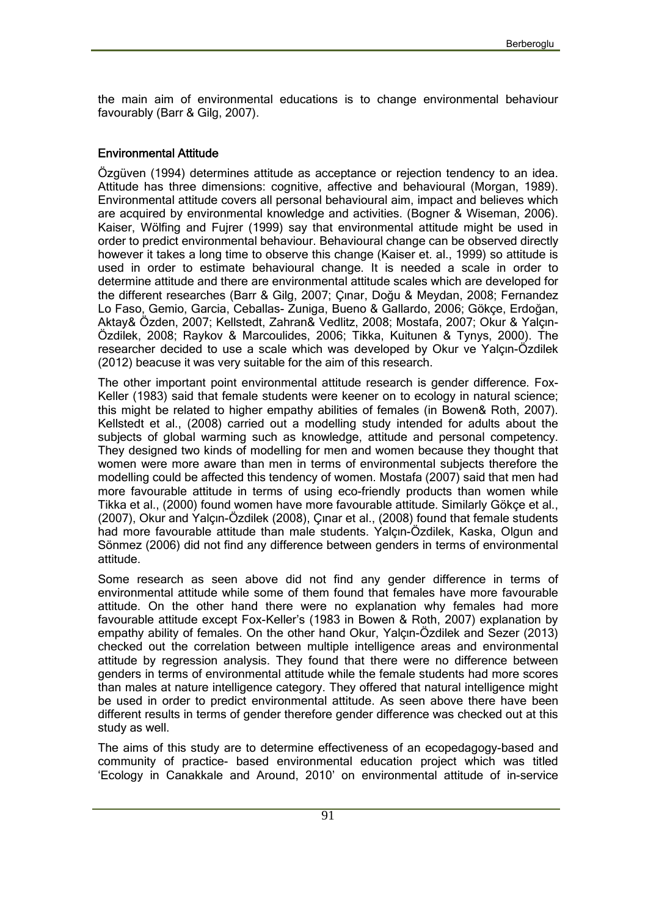the main aim of environmental educations is to change environmental behaviour favourably (Barr & Gilg, 2007).

## Environmental Attitude

Özgüven (1994) determines attitude as acceptance or rejection tendency to an idea. Attitude has three dimensions: cognitive, affective and behavioural (Morgan, 1989). Environmental attitude covers all personal behavioural aim, impact and believes which are acquired by environmental knowledge and activities. (Bogner & Wiseman, 2006). Kaiser, Wölfing and Fujrer (1999) say that environmental attitude might be used in order to predict environmental behaviour. Behavioural change can be observed directly however it takes a long time to observe this change (Kaiser et. al., 1999) so attitude is used in order to estimate behavioural change. It is needed a scale in order to determine attitude and there are environmental attitude scales which are developed for the different researches (Barr & Gilg, 2007; Çınar, Doğu & Meydan, 2008; Fernandez Lo Faso, Gemio, Garcia, Ceballas- Zuniga, Bueno & Gallardo, 2006; Gökçe, Erdoğan, Aktay& Özden, 2007; Kellstedt, Zahran& Vedlitz, 2008; Mostafa, 2007; Okur & Yalçın-Özdilek, 2008; Raykov & Marcoulides, 2006; Tikka, Kuitunen & Tynys, 2000). The researcher decided to use a scale which was developed by Okur ve Yalçın-Özdilek (2012) beacuse it was very suitable for the aim of this research.

The other important point environmental attitude research is gender difference. Fox-Keller (1983) said that female students were keener on to ecology in natural science; this might be related to higher empathy abilities of females (in Bowen& Roth, 2007). Kellstedt et al., (2008) carried out a modelling study intended for adults about the subjects of global warming such as knowledge, attitude and personal competency. They designed two kinds of modelling for men and women because they thought that women were more aware than men in terms of environmental subjects therefore the modelling could be affected this tendency of women. Mostafa (2007) said that men had more favourable attitude in terms of using eco-friendly products than women while Tikka et al., (2000) found women have more favourable attitude. Similarly Gökçe et al., (2007), Okur and Yalçın-Özdilek (2008), Çınar et al., (2008) found that female students had more favourable attitude than male students. Yalçın-Özdilek, Kaska, Olgun and Sönmez (2006) did not find any difference between genders in terms of environmental attitude.

Some research as seen above did not find any gender difference in terms of environmental attitude while some of them found that females have more favourable attitude. On the other hand there were no explanation why females had more favourable attitude except Fox-Keller's (1983 in Bowen & Roth, 2007) explanation by empathy ability of females. On the other hand Okur, Yalçın-Özdilek and Sezer (2013) checked out the correlation between multiple intelligence areas and environmental attitude by regression analysis. They found that there were no difference between genders in terms of environmental attitude while the female students had more scores than males at nature intelligence category. They offered that natural intelligence might be used in order to predict environmental attitude. As seen above there have been different results in terms of gender therefore gender difference was checked out at this study as well.

The aims of this study are to determine effectiveness of an ecopedagogy-based and community of practice- based environmental education project which was titled 'Ecology in Canakkale and Around, 2010' on environmental attitude of in-service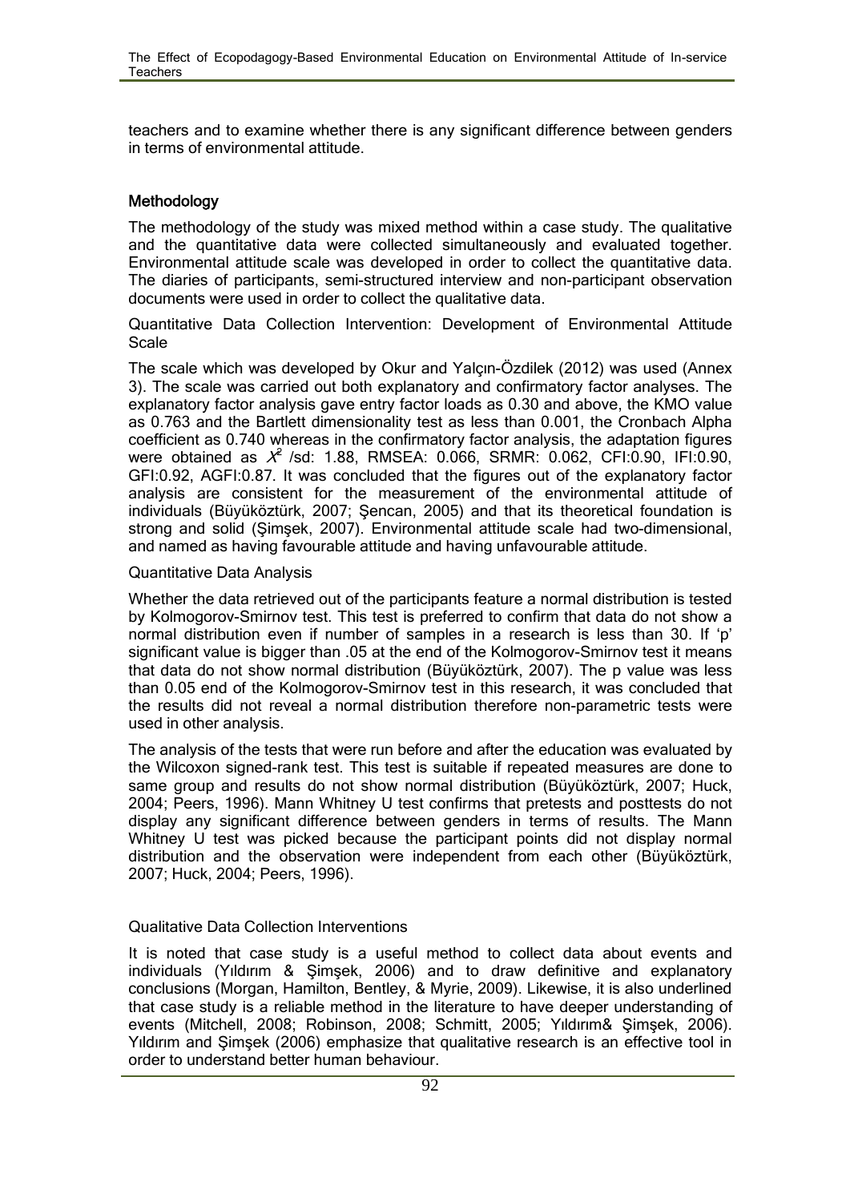teachers and to examine whether there is any significant difference between genders in terms of environmental attitude.

## Methodology

The methodology of the study was mixed method within a case study. The qualitative and the quantitative data were collected simultaneously and evaluated together. Environmental attitude scale was developed in order to collect the quantitative data. The diaries of participants, semi-structured interview and non-participant observation documents were used in order to collect the qualitative data.

### Quantitative Data Collection Intervention: Development of Environmental Attitude Scale

The scale which was developed by Okur and Yalçın-Özdilek (2012) was used (Annex 3). The scale was carried out both explanatory and confirmatory factor analyses. The explanatory factor analysis gave entry factor loads as 0.30 and above, the KMO value as 0.763 and the Bartlett dimensionality test as less than 0.001, the Cronbach Alpha coefficient as 0.740 whereas in the confirmatory factor analysis, the adaptation figures were obtained as $X^2$ /sd: 1.88, RMSEA: 0.066, SRMR: 0.062, CFI:0.90, IFI:0.90, GFI:0.92, AGFI:0.87. It was concluded that the figures out of the explanatory factor analysis are consistent for the measurement of the environmental attitude of individuals (Büyüköztürk, 2007; Şencan, 2005) and that its theoretical foundation is strong and solid (Şimşek, 2007). Environmental attitude scale had two-dimensional, and named as having favourable attitude and having unfavourable attitude.

### Quantitative Data Analysis

Whether the data retrieved out of the participants feature a normal distribution is tested by Kolmogorov-Smirnov test. This test is preferred to confirm that data do not show a normal distribution even if number of samples in a research is less than 30. If 'p' significant value is bigger than .05 at the end of the Kolmogorov-Smirnov test it means that data do not show normal distribution (Büyüköztürk, 2007). The p value was less than 0.05 end of the Kolmogorov-Smirnov test in this research, it was concluded that the results did not reveal a normal distribution therefore non-parametric tests were used in other analysis.

The analysis of the tests that were run before and after the education was evaluated by the Wilcoxon signed-rank test. This test is suitable if repeated measures are done to same group and results do not show normal distribution (Büyüköztürk, 2007; Huck, 2004; Peers, 1996). Mann Whitney U test confirms that pretests and posttests do not display any significant difference between genders in terms of results. The Mann Whitney U test was picked because the participant points did not display normal distribution and the observation were independent from each other (Büyüköztürk, 2007; Huck, 2004; Peers, 1996).

### Qualitative Data Collection Interventions

It is noted that case study is a useful method to collect data about events and individuals (Yıldırım & Şimşek, 2006) and to draw definitive and explanatory conclusions (Morgan, Hamilton, Bentley, & Myrie, 2009). Likewise, it is also underlined that case study is a reliable method in the literature to have deeper understanding of events (Mitchell, 2008; Robinson, 2008; Schmitt, 2005; Yıldırım& Şimşek, 2006). Yıldırım and Şimşek (2006) emphasize that qualitative research is an effective tool in order to understand better human behaviour.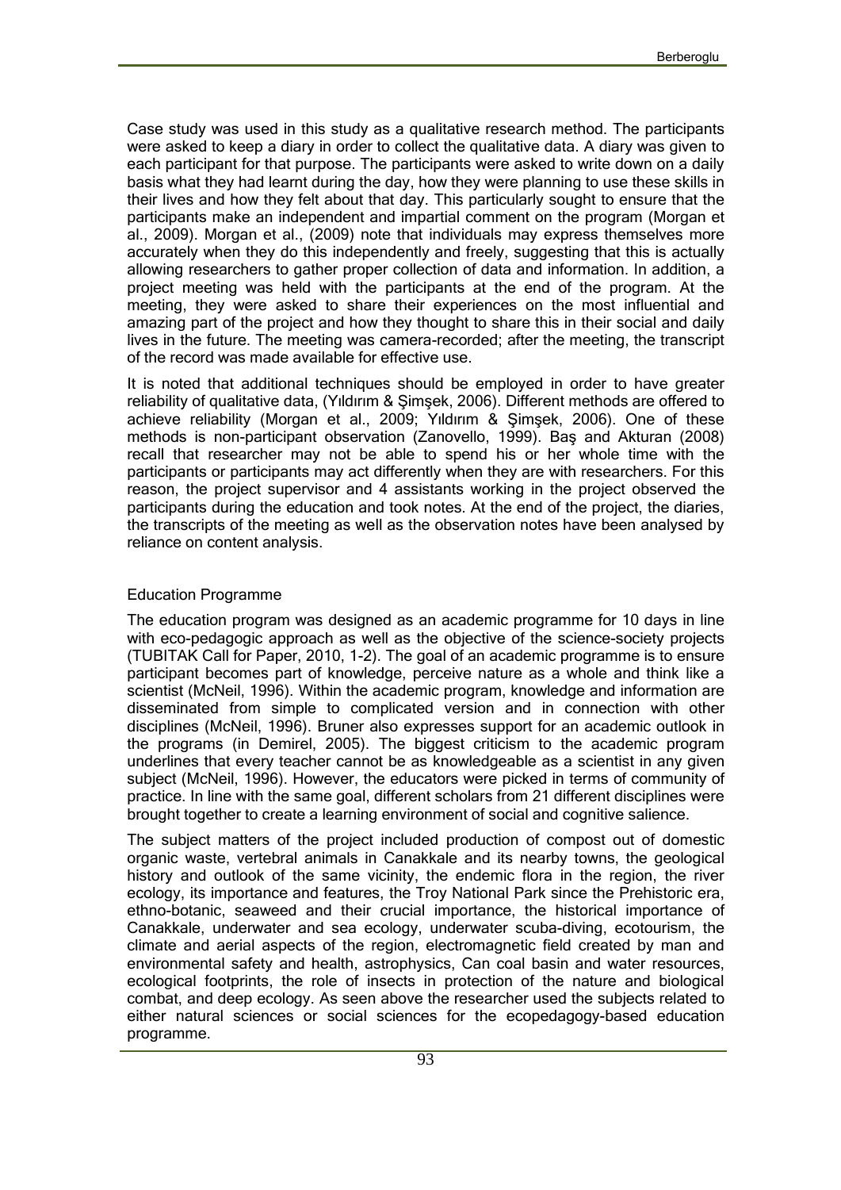Case study was used in this study as a qualitative research method. The participants were asked to keep a diary in order to collect the qualitative data. A diary was given to each participant for that purpose. The participants were asked to write down on a daily basis what they had learnt during the day, how they were planning to use these skills in their lives and how they felt about that day. This particularly sought to ensure that the participants make an independent and impartial comment on the program (Morgan et al., 2009). Morgan et al., (2009) note that individuals may express themselves more accurately when they do this independently and freely, suggesting that this is actually allowing researchers to gather proper collection of data and information. In addition, a project meeting was held with the participants at the end of the program. At the meeting, they were asked to share their experiences on the most influential and amazing part of the project and how they thought to share this in their social and daily lives in the future. The meeting was camera-recorded; after the meeting, the transcript of the record was made available for effective use.

It is noted that additional techniques should be employed in order to have greater reliability of qualitative data, (Yıldırım & Şimşek, 2006). Different methods are offered to achieve reliability (Morgan et al., 2009; Yıldırım & Şimşek, 2006). One of these methods is non-participant observation (Zanovello, 1999). Baş and Akturan (2008) recall that researcher may not be able to spend his or her whole time with the participants or participants may act differently when they are with researchers. For this reason, the project supervisor and 4 assistants working in the project observed the participants during the education and took notes. At the end of the project, the diaries, the transcripts of the meeting as well as the observation notes have been analysed by reliance on content analysis.

### Education Programme

The education program was designed as an academic programme for 10 days in line with eco-pedagogic approach as well as the objective of the science-society projects (TUBITAK Call for Paper, 2010, 1-2). The goal of an academic programme is to ensure participant becomes part of knowledge, perceive nature as a whole and think like a scientist (McNeil, 1996). Within the academic program, knowledge and information are disseminated from simple to complicated version and in connection with other disciplines (McNeil, 1996). Bruner also expresses support for an academic outlook in the programs (in Demirel, 2005). The biggest criticism to the academic program underlines that every teacher cannot be as knowledgeable as a scientist in any given subject (McNeil, 1996). However, the educators were picked in terms of community of practice. In line with the same goal, different scholars from 21 different disciplines were brought together to create a learning environment of social and cognitive salience.

The subject matters of the project included production of compost out of domestic organic waste, vertebral animals in Canakkale and its nearby towns, the geological history and outlook of the same vicinity, the endemic flora in the region, the river ecology, its importance and features, the Troy National Park since the Prehistoric era, ethno-botanic, seaweed and their crucial importance, the historical importance of Canakkale, underwater and sea ecology, underwater scuba-diving, ecotourism, the climate and aerial aspects of the region, electromagnetic field created by man and environmental safety and health, astrophysics, Can coal basin and water resources, ecological footprints, the role of insects in protection of the nature and biological combat, and deep ecology. As seen above the researcher used the subjects related to either natural sciences or social sciences for the ecopedagogy-based education programme.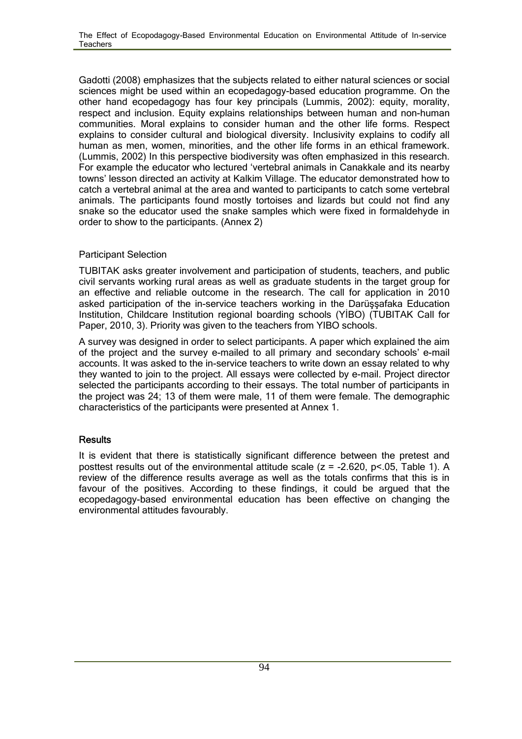Gadotti (2008) emphasizes that the subjects related to either natural sciences or social sciences might be used within an ecopedagogy-based education programme. On the other hand ecopedagogy has four key principals (Lummis, 2002): equity, morality, respect and inclusion. Equity explains relationships between human and non-human communities. Moral explains to consider human and the other life forms. Respect explains to consider cultural and biological diversity. Inclusivity explains to codify all human as men, women, minorities, and the other life forms in an ethical framework. (Lummis, 2002) In this perspective biodiversity was often emphasized in this research. For example the educator who lectured 'vertebral animals in Canakkale and its nearby towns' lesson directed an activity at Kalkim Village. The educator demonstrated how to catch a vertebral animal at the area and wanted to participants to catch some vertebral animals. The participants found mostly tortoises and lizards but could not find any snake so the educator used the snake samples which were fixed in formaldehyde in order to show to the participants. (Annex 2)

### Participant Selection

TUBITAK asks greater involvement and participation of students, teachers, and public civil servants working rural areas as well as graduate students in the target group for an effective and reliable outcome in the research. The call for application in 2010 asked participation of the in-service teachers working in the Darüşşafaka Education Institution, Childcare Institution regional boarding schools (YİBO) (TUBITAK Call for Paper, 2010, 3). Priority was given to the teachers from YIBO schools.

A survey was designed in order to select participants. A paper which explained the aim of the project and the survey e-mailed to all primary and secondary schools' e-mail accounts. It was asked to the in-service teachers to write down an essay related to why they wanted to join to the project. All essays were collected by e-mail. Project director selected the participants according to their essays. The total number of participants in the project was 24; 13 of them were male, 11 of them were female. The demographic characteristics of the participants were presented at Annex 1.

## Results

It is evident that there is statistically significant difference between the pretest and posttest results out of the environmental attitude scale ($z = -2.620$, $p<.05$, Table 1). A review of the difference results average as well as the totals confirms that this is in favour of the positives. According to these findings, it could be argued that the ecopedagogy-based environmental education has been effective on changing the environmental attitudes favourably.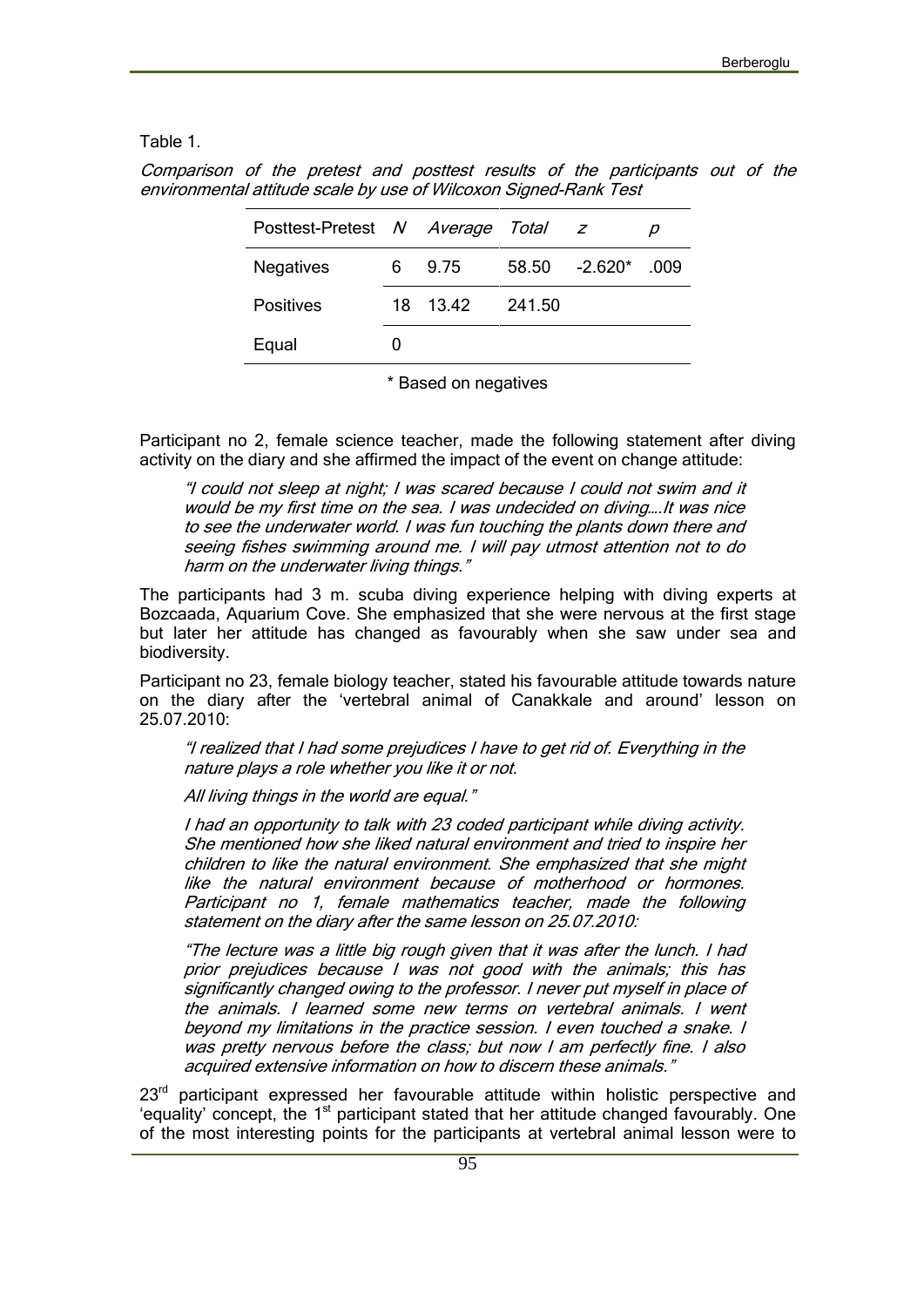Table 1.

*Comparison of the pretest and posttest results of the participants out of the environmental attitude scale by use of Wilcoxon Signed-Rank Test*

| Posttest-Pretest | *N* | *Average* | *Total* | *z* | *p* |
|---|---|---|---|---|---|
| Negatives | 6 | 9.75 | 58.50 | -2.620* | .009 |
| Positives | 18 | 13.42 | 241.50 | | |
| Equal | 0 | | | | |

\* Based on negatives

Participant no 2, female science teacher, made the following statement after diving activity on the diary and she affirmed the impact of the event on change attitude:

> *"I could not sleep at night; I was scared because I could not swim and it would be my first time on the sea. I was undecided on diving….It was nice to see the underwater world. I was fun touching the plants down there and seeing fishes swimming around me. I will pay utmost attention not to do harm on the underwater living things."*

The participants had 3 m. scuba diving experience helping with diving experts at Bozcaada, Aquarium Cove. She emphasized that she were nervous at the first stage but later her attitude has changed as favourably when she saw under sea and biodiversity.

Participant no 23, female biology teacher, stated his favourable attitude towards nature on the diary after the 'vertebral animal of Canakkale and around' lesson on 25.07.2010:

> *"I realized that I had some prejudices I have to get rid of. Everything in the nature plays a role whether you like it or not.*
>
> *All living things in the world are equal."*
>
> *I had an opportunity to talk with 23 coded participant while diving activity. She mentioned how she liked natural environment and tried to inspire her children to like the natural environment. She emphasized that she might like the natural environment because of motherhood or hormones. Participant no 1, female mathematics teacher, made the following statement on the diary after the same lesson on 25.07.2010:*
>
> *"The lecture was a little big rough given that it was after the lunch. I had prior prejudices because I was not good with the animals; this has significantly changed owing to the professor. I never put myself in place of the animals. I learned some new terms on vertebral animals. I went beyond my limitations in the practice session. I even touched a snake. I was pretty nervous before the class; but now I am perfectly fine. I also acquired extensive information on how to discern these animals."*

23rd participant expressed her favourable attitude within holistic perspective and 'equality' concept, the 1st participant stated that her attitude changed favourably. One of the most interesting points for the participants at vertebral animal lesson were to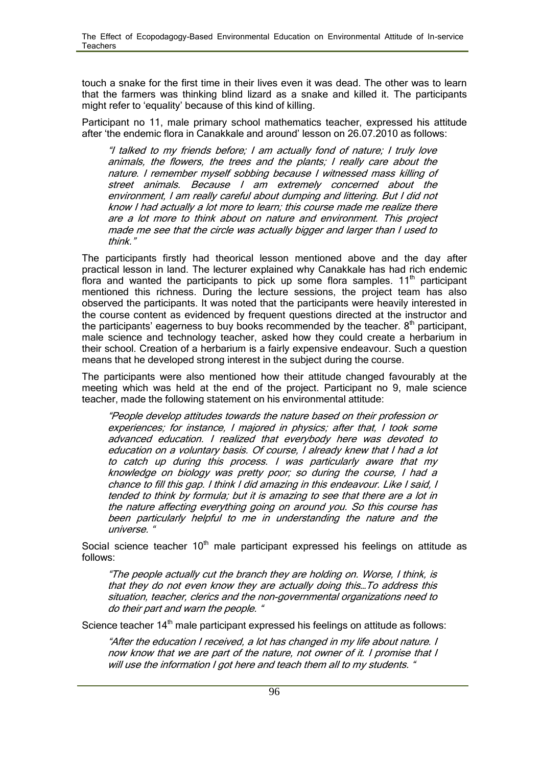touch a snake for the first time in their lives even it was dead. The other was to learn that the farmers was thinking blind lizard as a snake and killed it. The participants might refer to 'equality' because of this kind of killing.

Participant no 11, male primary school mathematics teacher, expressed his attitude after 'the endemic flora in Canakkale and around' lesson on 26.07.2010 as follows:

> *"I talked to my friends before; I am actually fond of nature; I truly love animals, the flowers, the trees and the plants; I really care about the nature. I remember myself sobbing because I witnessed mass killing of street animals. Because I am extremely concerned about the environment, I am really careful about dumping and littering. But I did not know I had actually a lot more to learn; this course made me realize there are a lot more to think about on nature and environment. This project made me see that the circle was actually bigger and larger than I used to think."*

The participants firstly had theorical lesson mentioned above and the day after practical lesson in land. The lecturer explained why Canakkale has had rich endemic flora and wanted the participants to pick up some flora samples. 11th participant mentioned this richness. During the lecture sessions, the project team has also observed the participants. It was noted that the participants were heavily interested in the course content as evidenced by frequent questions directed at the instructor and the participants' eagerness to buy books recommended by the teacher. 8th participant, male science and technology teacher, asked how they could create a herbarium in their school. Creation of a herbarium is a fairly expensive endeavour. Such a question means that he developed strong interest in the subject during the course.

The participants were also mentioned how their attitude changed favourably at the meeting which was held at the end of the project. Participant no 9, male science teacher, made the following statement on his environmental attitude:

> *"People develop attitudes towards the nature based on their profession or experiences; for instance, I majored in physics; after that, I took some advanced education. I realized that everybody here was devoted to education on a voluntary basis. Of course, I already knew that I had a lot to catch up during this process. I was particularly aware that my knowledge on biology was pretty poor; so during the course, I had a chance to fill this gap. I think I did amazing in this endeavour. Like I said, I tended to think by formula; but it is amazing to see that there are a lot in the nature affecting everything going on around you. So this course has been particularly helpful to me in understanding the nature and the universe. "*

Social science teacher 10th male participant expressed his feelings on attitude as follows:

> *"The people actually cut the branch they are holding on. Worse, I think, is that they do not even know they are actually doing this…To address this situation, teacher, clerics and the non-governmental organizations need to do their part and warn the people. "*

Science teacher 14th male participant expressed his feelings on attitude as follows:

> *"After the education I received, a lot has changed in my life about nature. I now know that we are part of the nature, not owner of it. I promise that I will use the information I got here and teach them all to my students. "*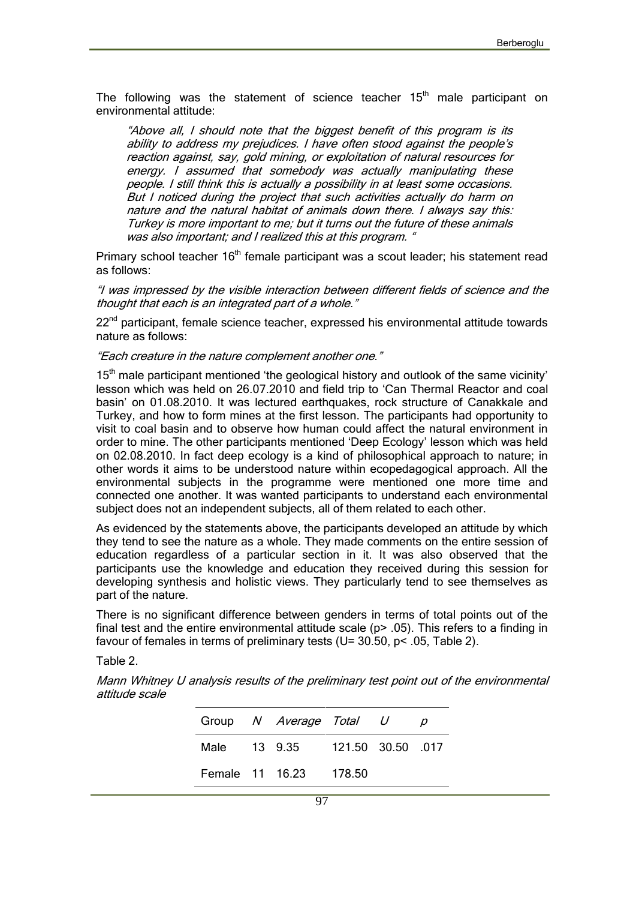The following was the statement of science teacher 15th male participant on environmental attitude:

> *"Above all, I should note that the biggest benefit of this program is its ability to address my prejudices. I have often stood against the people's reaction against, say, gold mining, or exploitation of natural resources for energy. I assumed that somebody was actually manipulating these people. I still think this is actually a possibility in at least some occasions. But I noticed during the project that such activities actually do harm on nature and the natural habitat of animals down there. I always say this: Turkey is more important to me; but it turns out the future of these animals was also important; and I realized this at this program. "*

Primary school teacher 16th female participant was a scout leader; his statement read as follows:

*"I was impressed by the visible interaction between different fields of science and the thought that each is an integrated part of a whole."*

22nd participant, female science teacher, expressed his environmental attitude towards nature as follows:

*"Each creature in the nature complement another one."*

15th male participant mentioned 'the geological history and outlook of the same vicinity' lesson which was held on 26.07.2010 and field trip to 'Can Thermal Reactor and coal basin' on 01.08.2010. It was lectured earthquakes, rock structure of Canakkale and Turkey, and how to form mines at the first lesson. The participants had opportunity to visit to coal basin and to observe how human could affect the natural environment in order to mine. The other participants mentioned 'Deep Ecology' lesson which was held on 02.08.2010. In fact deep ecology is a kind of philosophical approach to nature; in other words it aims to be understood nature within ecopedagogical approach. All the environmental subjects in the programme were mentioned one more time and connected one another. It was wanted participants to understand each environmental subject does not an independent subjects, all of them related to each other.

As evidenced by the statements above, the participants developed an attitude by which they tend to see the nature as a whole. They made comments on the entire session of education regardless of a particular section in it. It was also observed that the participants use the knowledge and education they received during this session for developing synthesis and holistic views. They particularly tend to see themselves as part of the nature.

There is no significant difference between genders in terms of total points out of the final test and the entire environmental attitude scale ($p > .05$). This refers to a finding in favour of females in terms of preliminary tests ($U = 30.50$, $p < .05$, Table 2).

Table 2.

*Mann Whitney U analysis results of the preliminary test point out of the environmental attitude scale*

| Group | *N* | *Average* | *Total* | *U* | *p* |
|---|---|---|---|---|---|
| Male | 13 | 9.35 | 121.50 | 30.50 | .017 |
| Female | 11 | 16.23 | 178.50 | | |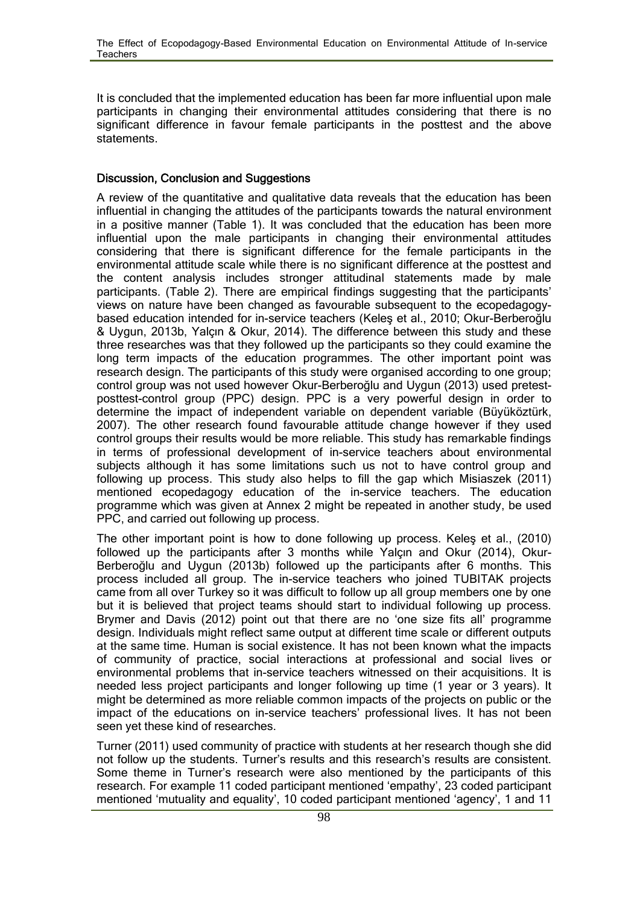It is concluded that the implemented education has been far more influential upon male participants in changing their environmental attitudes considering that there is no significant difference in favour female participants in the posttest and the above statements.

## Discussion, Conclusion and Suggestions

A review of the quantitative and qualitative data reveals that the education has been influential in changing the attitudes of the participants towards the natural environment in a positive manner (Table 1). It was concluded that the education has been more influential upon the male participants in changing their environmental attitudes considering that there is significant difference for the female participants in the environmental attitude scale while there is no significant difference at the posttest and the content analysis includes stronger attitudinal statements made by male participants. (Table 2). There are empirical findings suggesting that the participants' views on nature have been changed as favourable subsequent to the ecopedagogy-based education intended for in-service teachers (Keleş et al., 2010; Okur-Berberoğlu & Uygun, 2013b, Yalçın & Okur, 2014). The difference between this study and these three researches was that they followed up the participants so they could examine the long term impacts of the education programmes. The other important point was research design. The participants of this study were organised according to one group; control group was not used however Okur-Berberoğlu and Uygun (2013) used pretest-posttest-control group (PPC) design. PPC is a very powerful design in order to determine the impact of independent variable on dependent variable (Büyüköztürk, 2007). The other research found favourable attitude change however if they used control groups their results would be more reliable. This study has remarkable findings in terms of professional development of in-service teachers about environmental subjects although it has some limitations such us not to have control group and following up process. This study also helps to fill the gap which Misiaszek (2011) mentioned ecopedagogy education of the in-service teachers. The education programme which was given at Annex 2 might be repeated in another study, be used PPC, and carried out following up process.

The other important point is how to done following up process. Keleş et al., (2010) followed up the participants after 3 months while Yalçın and Okur (2014), Okur-Berberoğlu and Uygun (2013b) followed up the participants after 6 months. This process included all group. The in-service teachers who joined TUBITAK projects came from all over Turkey so it was difficult to follow up all group members one by one but it is believed that project teams should start to individual following up process. Brymer and Davis (2012) point out that there are no 'one size fits all' programme design. Individuals might reflect same output at different time scale or different outputs at the same time. Human is social existence. It has not been known what the impacts of community of practice, social interactions at professional and social lives or environmental problems that in-service teachers witnessed on their acquisitions. It is needed less project participants and longer following up time (1 year or 3 years). It might be determined as more reliable common impacts of the projects on public or the impact of the educations on in-service teachers' professional lives. It has not been seen yet these kind of researches.

Turner (2011) used community of practice with students at her research though she did not follow up the students. Turner's results and this research's results are consistent. Some theme in Turner's research were also mentioned by the participants of this research. For example 11 coded participant mentioned 'empathy', 23 coded participant mentioned 'mutuality and equality', 10 coded participant mentioned 'agency', 1 and 11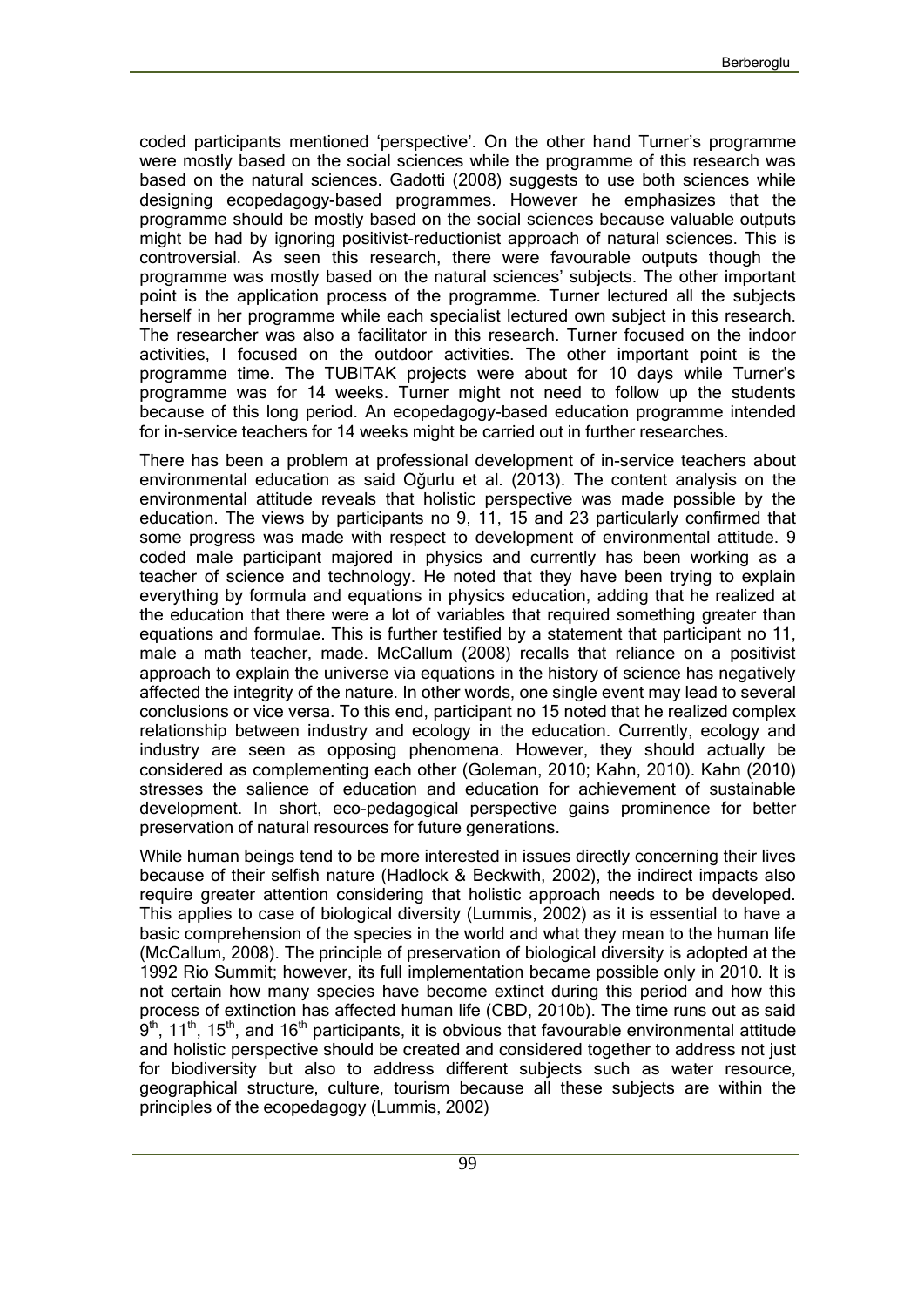coded participants mentioned 'perspective'. On the other hand Turner's programme were mostly based on the social sciences while the programme of this research was based on the natural sciences. Gadotti (2008) suggests to use both sciences while designing ecopedagogy-based programmes. However he emphasizes that the programme should be mostly based on the social sciences because valuable outputs might be had by ignoring positivist-reductionist approach of natural sciences. This is controversial. As seen this research, there were favourable outputs though the programme was mostly based on the natural sciences' subjects. The other important point is the application process of the programme. Turner lectured all the subjects herself in her programme while each specialist lectured own subject in this research. The researcher was also a facilitator in this research. Turner focused on the indoor activities, I focused on the outdoor activities. The other important point is the programme time. The TUBITAK projects were about for 10 days while Turner's programme was for 14 weeks. Turner might not need to follow up the students because of this long period. An ecopedagogy-based education programme intended for in-service teachers for 14 weeks might be carried out in further researches.

There has been a problem at professional development of in-service teachers about environmental education as said Oğurlu et al. (2013). The content analysis on the environmental attitude reveals that holistic perspective was made possible by the education. The views by participants no 9, 11, 15 and 23 particularly confirmed that some progress was made with respect to development of environmental attitude. 9 coded male participant majored in physics and currently has been working as a teacher of science and technology. He noted that they have been trying to explain everything by formula and equations in physics education, adding that he realized at the education that there were a lot of variables that required something greater than equations and formulae. This is further testified by a statement that participant no 11, male a math teacher, made. McCallum (2008) recalls that reliance on a positivist approach to explain the universe via equations in the history of science has negatively affected the integrity of the nature. In other words, one single event may lead to several conclusions or vice versa. To this end, participant no 15 noted that he realized complex relationship between industry and ecology in the education. Currently, ecology and industry are seen as opposing phenomena. However, they should actually be considered as complementing each other (Goleman, 2010; Kahn, 2010). Kahn (2010) stresses the salience of education and education for achievement of sustainable development. In short, eco-pedagogical perspective gains prominence for better preservation of natural resources for future generations.

While human beings tend to be more interested in issues directly concerning their lives because of their selfish nature (Hadlock & Beckwith, 2002), the indirect impacts also require greater attention considering that holistic approach needs to be developed. This applies to case of biological diversity (Lummis, 2002) as it is essential to have a basic comprehension of the species in the world and what they mean to the human life (McCallum, 2008). The principle of preservation of biological diversity is adopted at the 1992 Rio Summit; however, its full implementation became possible only in 2010. It is not certain how many species have become extinct during this period and how this process of extinction has affected human life (CBD, 2010b). The time runs out as said 9th, 11th, 15th, and 16th participants, it is obvious that favourable environmental attitude and holistic perspective should be created and considered together to address not just for biodiversity but also to address different subjects such as water resource, geographical structure, culture, tourism because all these subjects are within the principles of the ecopedagogy (Lummis, 2002)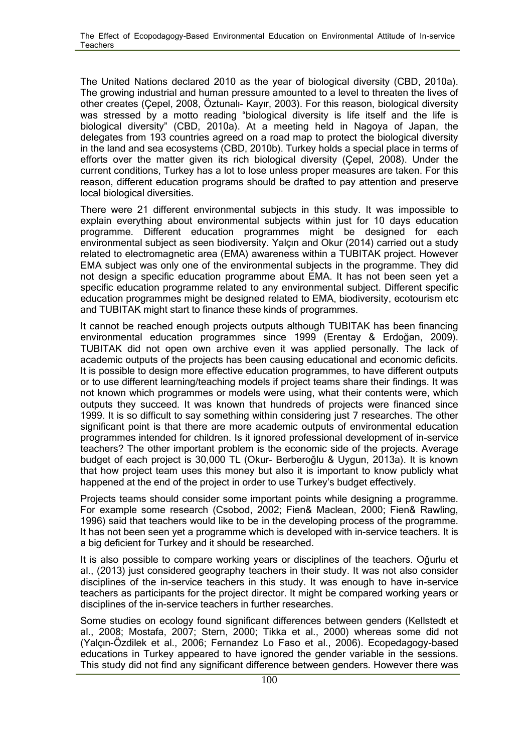The United Nations declared 2010 as the year of biological diversity (CBD, 2010a). The growing industrial and human pressure amounted to a level to threaten the lives of other creates (Çepel, 2008, Öztunalı- Kayır, 2003). For this reason, biological diversity was stressed by a motto reading "biological diversity is life itself and the life is biological diversity" (CBD, 2010a). At a meeting held in Nagoya of Japan, the delegates from 193 countries agreed on a road map to protect the biological diversity in the land and sea ecosystems (CBD, 2010b). Turkey holds a special place in terms of efforts over the matter given its rich biological diversity (Çepel, 2008). Under the current conditions, Turkey has a lot to lose unless proper measures are taken. For this reason, different education programs should be drafted to pay attention and preserve local biological diversities.

There were 21 different environmental subjects in this study. It was impossible to explain everything about environmental subjects within just for 10 days education programme. Different education programmes might be designed for each environmental subject as seen biodiversity. Yalçın and Okur (2014) carried out a study related to electromagnetic area (EMA) awareness within a TUBITAK project. However EMA subject was only one of the environmental subjects in the programme. They did not design a specific education programme about EMA. It has not been seen yet a specific education programme related to any environmental subject. Different specific education programmes might be designed related to EMA, biodiversity, ecotourism etc and TUBITAK might start to finance these kinds of programmes.

It cannot be reached enough projects outputs although TUBITAK has been financing environmental education programmes since 1999 (Erentay & Erdoğan, 2009). TUBITAK did not open own archive even it was applied personally. The lack of academic outputs of the projects has been causing educational and economic deficits. It is possible to design more effective education programmes, to have different outputs or to use different learning/teaching models if project teams share their findings. It was not known which programmes or models were using, what their contents were, which outputs they succeed. It was known that hundreds of projects were financed since 1999. It is so difficult to say something within considering just 7 researches. The other significant point is that there are more academic outputs of environmental education programmes intended for children. Is it ignored professional development of in-service teachers? The other important problem is the economic side of the projects. Average budget of each project is 30,000 TL (Okur- Berberoğlu & Uygun, 2013a). It is known that how project team uses this money but also it is important to know publicly what happened at the end of the project in order to use Turkey's budget effectively.

Projects teams should consider some important points while designing a programme. For example some research (Csobod, 2002; Fien& Maclean, 2000; Fien& Rawling, 1996) said that teachers would like to be in the developing process of the programme. It has not been seen yet a programme which is developed with in-service teachers. It is a big deficient for Turkey and it should be researched.

It is also possible to compare working years or disciplines of the teachers. Oğurlu et al., (2013) just considered geography teachers in their study. It was not also consider disciplines of the in-service teachers in this study. It was enough to have in-service teachers as participants for the project director. It might be compared working years or disciplines of the in-service teachers in further researches.

Some studies on ecology found significant differences between genders (Kellstedt et al., 2008; Mostafa, 2007; Stern, 2000; Tikka et al., 2000) whereas some did not (Yalçın-Özdilek et al., 2006; Fernandez Lo Faso et al., 2006). Ecopedagogy-based educations in Turkey appeared to have ignored the gender variable in the sessions. This study did not find any significant difference between genders. However there was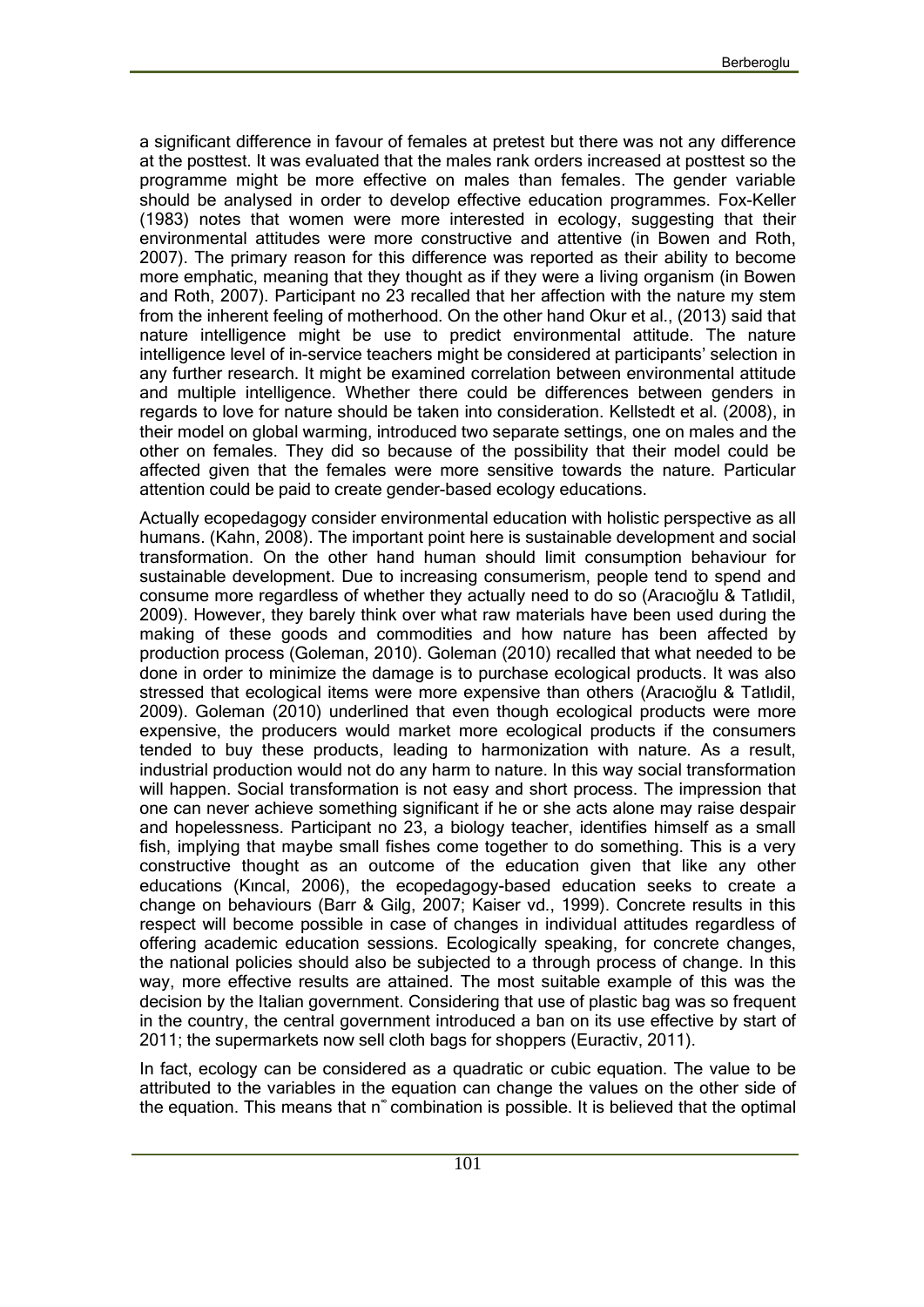a significant difference in favour of females at pretest but there was not any difference at the posttest. It was evaluated that the males rank orders increased at posttest so the programme might be more effective on males than females. The gender variable should be analysed in order to develop effective education programmes. Fox-Keller (1983) notes that women were more interested in ecology, suggesting that their environmental attitudes were more constructive and attentive (in Bowen and Roth, 2007). The primary reason for this difference was reported as their ability to become more emphatic, meaning that they thought as if they were a living organism (in Bowen and Roth, 2007). Participant no 23 recalled that her affection with the nature my stem from the inherent feeling of motherhood. On the other hand Okur et al., (2013) said that nature intelligence might be use to predict environmental attitude. The nature intelligence level of in-service teachers might be considered at participants' selection in any further research. It might be examined correlation between environmental attitude and multiple intelligence. Whether there could be differences between genders in regards to love for nature should be taken into consideration. Kellstedt et al. (2008), in their model on global warming, introduced two separate settings, one on males and the other on females. They did so because of the possibility that their model could be affected given that the females were more sensitive towards the nature. Particular attention could be paid to create gender-based ecology educations.

Actually ecopedagogy consider environmental education with holistic perspective as all humans. (Kahn, 2008). The important point here is sustainable development and social transformation. On the other hand human should limit consumption behaviour for sustainable development. Due to increasing consumerism, people tend to spend and consume more regardless of whether they actually need to do so (Aracıoğlu & Tatlıdil, 2009). However, they barely think over what raw materials have been used during the making of these goods and commodities and how nature has been affected by production process (Goleman, 2010). Goleman (2010) recalled that what needed to be done in order to minimize the damage is to purchase ecological products. It was also stressed that ecological items were more expensive than others (Aracıoğlu & Tatlıdil, 2009). Goleman (2010) underlined that even though ecological products were more expensive, the producers would market more ecological products if the consumers tended to buy these products, leading to harmonization with nature. As a result, industrial production would not do any harm to nature. In this way social transformation will happen. Social transformation is not easy and short process. The impression that one can never achieve something significant if he or she acts alone may raise despair and hopelessness. Participant no 23, a biology teacher, identifies himself as a small fish, implying that maybe small fishes come together to do something. This is a very constructive thought as an outcome of the education given that like any other educations (Kıncal, 2006), the ecopedagogy-based education seeks to create a change on behaviours (Barr & Gilg, 2007; Kaiser vd., 1999). Concrete results in this respect will become possible in case of changes in individual attitudes regardless of offering academic education sessions. Ecologically speaking, for concrete changes, the national policies should also be subjected to a through process of change. In this way, more effective results are attained. The most suitable example of this was the decision by the Italian government. Considering that use of plastic bag was so frequent in the country, the central government introduced a ban on its use effective by start of 2011; the supermarkets now sell cloth bags for shoppers (Euractiv, 2011).

In fact, ecology can be considered as a quadratic or cubic equation. The value to be attributed to the variables in the equation can change the values on the other side of the equation. This means that $n^{\infty}$ combination is possible. It is believed that the optimal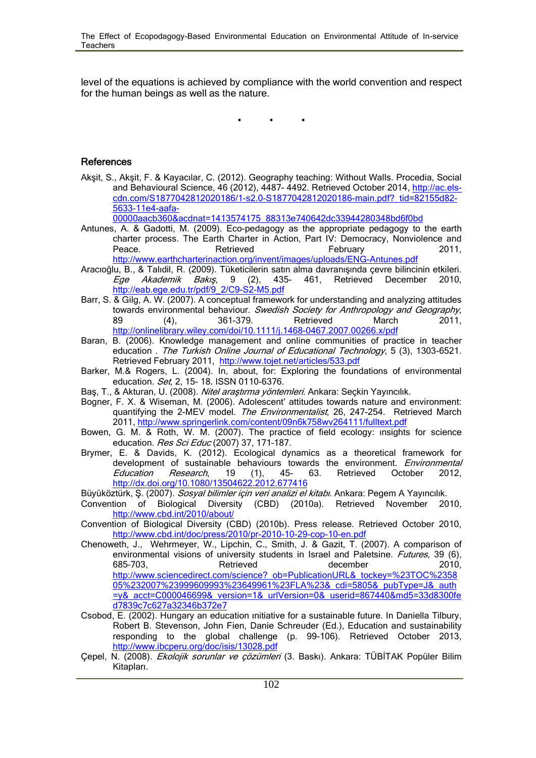level of the equations is achieved by compliance with the world convention and respect for the human beings as well as the nature.

. . .

## References

Akşit, S., Akşit, F. & Kayacılar, C. (2012). Geography teaching: Without Walls. Procedia, Social and Behavioural Science, 46 (2012), 4487- 4492. Retrieved October 2014, http://ac.els-cdn.com/S1877042812020186/1-s2.0-S1877042812020186-main.pdf?_tid=82155d82-5633-11e4-aafa-00000aacb360&acdnat=1413574175_88313e740642dc33944280348bd6f0bd

Antunes, A. & Gadotti, M. (2009). Eco-pedagogy as the appropriate pedagogy to the earth charter process. The Earth Charter in Action, Part IV: Democracy, Nonviolence and Peace. Retrieved February 2011, http://www.earthcharterinaction.org/invent/images/uploads/ENG-Antunes.pdf

Aracıoğlu, B., & Talıdil, R. (2009). Tüketicilerin satın alma davranışında çevre bilincinin etkileri. *Ege Akademik Bakış*, 9 (2), 435- 461, Retrieved December 2010, http://eab.ege.edu.tr/pdf/9_2/C9-S2-M5.pdf

Barr, S. & Gilg, A. W. (2007). A conceptual framework for understanding and analyzing attitudes towards environmental behaviour. *Swedish Society for Anthropology and Geography*, 89 (4), 361-379. Retrieved March 2011, http://onlinelibrary.wiley.com/doi/10.1111/j.1468-0467.2007.00266.x/pdf

Baran, B. (2006). Knowledge management and online communities of practice in teacher education . *The Turkish Online Journal of Educational Technology*, 5 (3), 1303-6521. Retrieved February 2011, http://www.tojet.net/articles/533.pdf

Barker, M.& Rogers, L. (2004). In, about, for: Exploring the foundations of environmental education. *Set*, 2, 15- 18. ISSN 0110-6376.

Baş, T., & Akturan, U. (2008). *Nitel araştırma yöntemleri*. Ankara: Seçkin Yayıncılık.

Bogner, F. X. & Wiseman, M. (2006). Adolescent' attitudes towards nature and environment: quantifying the 2-MEV model. *The Environmentalist*, 26, 247-254. Retrieved March 2011, http://www.springerlink.com/content/09n6k758wv264111/fulltext.pdf

Bowen, G. M. & Roth, W. M. (2007). The practice of field ecology: ınsights for science education. *Res Sci Educ* (2007) 37, 171-187.

Brymer, E. & Davids, K. (2012). Ecological dynamics as a theoretical framework for development of sustainable behaviours towards the environment. *Environmental Education Research*, 19 (1), 45- 63. Retrieved October 2012, http://dx.doi.org/10.1080/13504622.2012.677416

Büyüköztürk, Ş. (2007). *Sosyal bilimler için veri analizi el kitabı*. Ankara: Pegem A Yayıncılık.

Convention of Biological Diversity (CBD) (2010a). Retrieved November 2010, http://www.cbd.int/2010/about/

Convention of Biological Diversity (CBD) (2010b). Press release. Retrieved October 2010, http://www.cbd.int/doc/press/2010/pr-2010-10-29-cop-10-en.pdf

Chenoweth, J., Wehrmeyer, W., Lipchin, C., Smith, J. & Gazit, T. (2007). A comparison of environmental visions of university students in Israel and Paletsine. *Futures*, 39 (6), 685-703, Retrieved december 2010, http://www.sciencedirect.com/science?_ob=PublicationURL&_tockey=%23TOC%235805%232007%23999609993%23649961%23FLA%23&_cdi=5805&_pubType=J&_auth=y&_acct=C000046699&_version=1&_urlVersion=0&_userid=867440&md5=33d8300fed7839c7c627a32346b372e7

Csobod, E. (2002). Hungary an education ınitiative for a sustainable future. In Daniella Tilbury, Robert B. Stevenson, John Fien, Danie Schreuder (Ed.), Education and sustainability responding to the global challenge (p. 99-106). Retrieved October 2013, http://www.ibcperu.org/doc/isis/13028.pdf

Çepel, N. (2008). *Ekolojik sorunlar ve çözümleri* (3. Baskı). Ankara: TÜBİTAK Popüler Bilim Kitapları.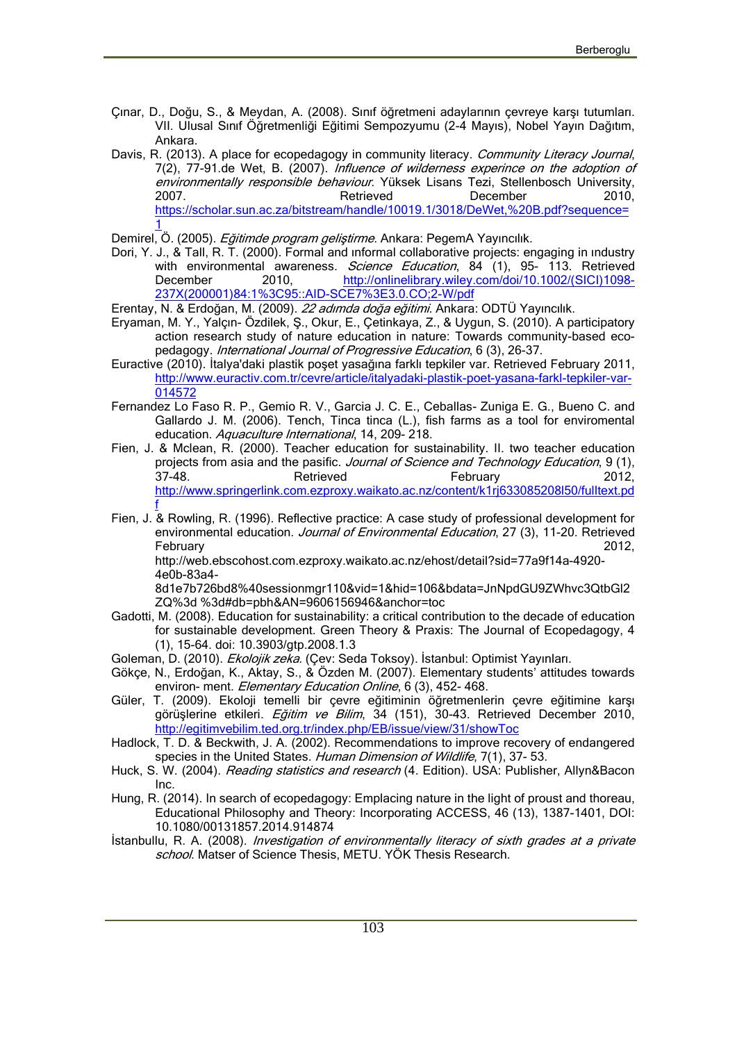Çınar, D., Doğu, S., & Meydan, A. (2008). Sınıf öğretmeni adaylarının çevreye karşı tutumları. VII. Ulusal Sınıf Öğretmenliği Eğitimi Sempozyumu (2-4 Mayıs), Nobel Yayın Dağıtım, Ankara.

Davis, R. (2013). A place for ecopedagogy in community literacy. *Community Literacy Journal*, 7(2), 77-91.de Wet, B. (2007). *Influence of wilderness experince on the adoption of environmentally responsible behaviour*. Yüksek Lisans Tezi, Stellenbosch University, 2007. Retrieved December 2010, https://scholar.sun.ac.za/bitstream/handle/10019.1/3018/DeWet,%20B.pdf?sequence=1

Demirel, Ö. (2005). *Eğitimde program geliştirme*. Ankara: PegemA Yayıncılık.

Dori, Y. J., & Tall, R. T. (2000). Formal and ınformal collaborative projects: engaging in ındustry with environmental awareness. *Science Education*, 84 (1), 95- 113. Retrieved December 2010, http://onlinelibrary.wiley.com/doi/10.1002/(SICI)1098-237X(200001)84:1%3C95::AID-SCE7%3E3.0.CO;2-W/pdf

Erentay, N. & Erdoğan, M. (2009). *22 adımda doğa eğitimi*. Ankara: ODTÜ Yayıncılık.

Eryaman, M. Y., Yalçın- Özdilek, Ş., Okur, E., Çetinkaya, Z., & Uygun, S. (2010). A participatory action research study of nature education in nature: Towards community-based eco-pedagogy. *International Journal of Progressive Education*, 6 (3), 26-37.

Euractive (2010). İtalya'daki plastik poşet yasağına farklı tepkiler var. Retrieved February 2011, http://www.euractiv.com.tr/cevre/article/italyadaki-plastik-poet-yasana-farkl-tepkiler-var-014572

Fernandez Lo Faso R. P., Gemio R. V., Garcia J. C. E., Ceballas- Zuniga E. G., Bueno C. and Gallardo J. M. (2006). Tench, Tinca tinca (L.), fish farms as a tool for enviromental education. *Aquaculture International*, 14, 209- 218.

Fien, J. & Mclean, R. (2000). Teacher education for sustainability. II. two teacher education projects from asia and the pasific. *Journal of Science and Technology Education*, 9 (1), 37-48. Retrieved February 2012, http://www.springerlink.com.ezproxy.waikato.ac.nz/content/k1rj633085208l50/fulltext.pdf

Fien, J. & Rowling, R. (1996). Reflective practice: A case study of professional development for environmental education. *Journal of Environmental Education*, 27 (3), 11-20. Retrieved February 2012, http://web.ebscohost.com.ezproxy.waikato.ac.nz/ehost/detail?sid=77a9f14a-4920-4e0b-83a4-8d1e7b726bd8%40sessionmgr110&vid=1&hid=106&bdata=JnNpdGU9ZWhvc3QtbGl2ZQ%3d %3d#db=pbh&AN=9606156946&anchor=toc

Gadotti, M. (2008). Education for sustainability: a critical contribution to the decade of education for sustainable development. Green Theory & Praxis: The Journal of Ecopedagogy, 4 (1), 15-64. doi: 10.3903/gtp.2008.1.3

Goleman, D. (2010). *Ekolojik zeka*. (Çev: Seda Toksoy). İstanbul: Optimist Yayınları.

Gökçe, N., Erdoğan, K., Aktay, S., & Özden M. (2007). Elementary students' attitudes towards environ- ment. *Elementary Education Online*, 6 (3), 452- 468.

Güler, T. (2009). Ekoloji temelli bir çevre eğitiminin öğretmenlerin çevre eğitimine karşı görüşlerine etkileri. *Eğitim ve Bilim*, 34 (151), 30-43. Retrieved December 2010, http://egitimvebilim.ted.org.tr/index.php/EB/issue/view/31/showToc

Hadlock, T. D. & Beckwith, J. A. (2002). Recommendations to improve recovery of endangered species in the United States. *Human Dimension of Wildlife*, 7(1), 37- 53.

Huck, S. W. (2004). *Reading statistics and research* (4. Edition). USA: Publisher, Allyn&Bacon Inc.

Hung, R. (2014). In search of ecopedagogy: Emplacing nature in the light of proust and thoreau, Educational Philosophy and Theory: Incorporating ACCESS, 46 (13), 1387-1401, DOI: 10.1080/00131857.2014.914874

İstanbullu, R. A. (2008). *Investigation of environmentally literacy of sixth grades at a private school*. Matser of Science Thesis, METU. YÖK Thesis Research.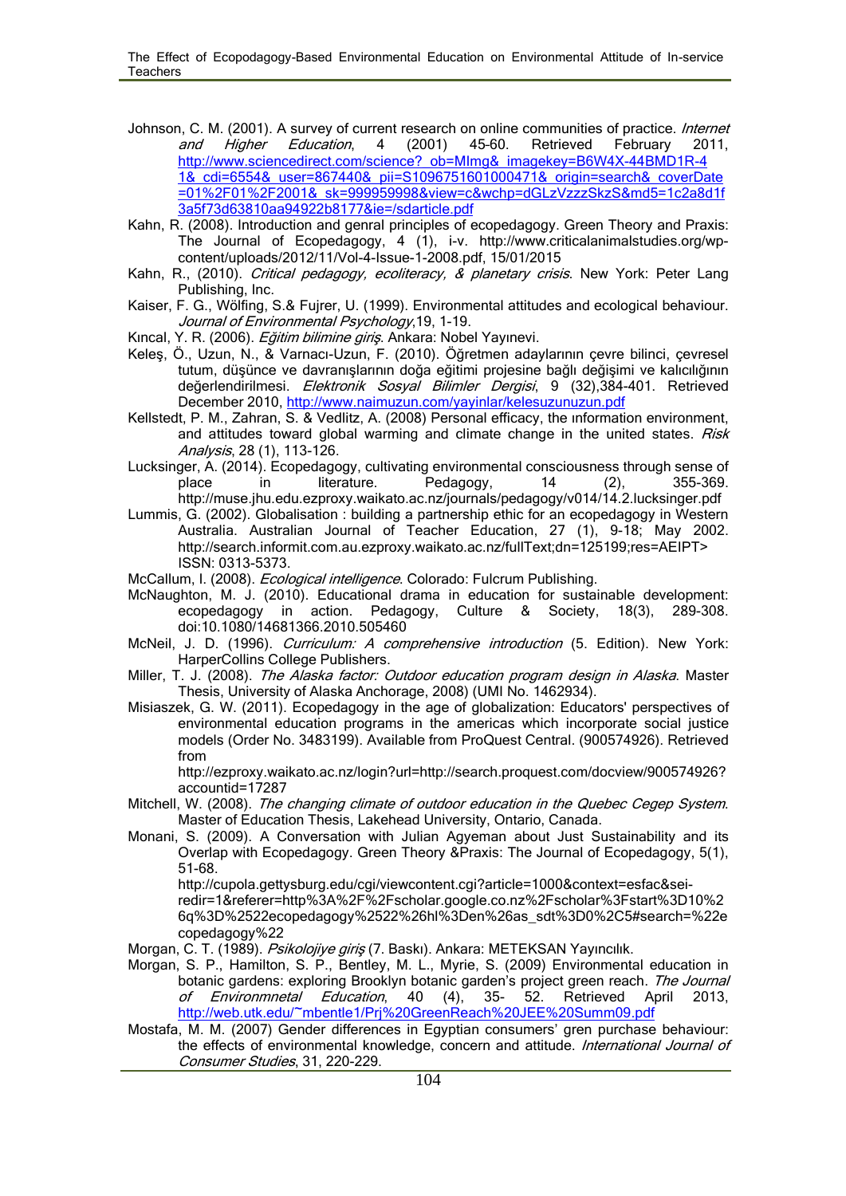Johnson, C. M. (2001). A survey of current research on online communities of practice. *Internet and Higher Education*, 4 (2001) 45-60. Retrieved February 2011, http://www.sciencedirect.com/science?_ob=MImg&_imagekey=B6W4X-44BMD1R-41&_cdi=6554&_user=867440&_pii=S1096751601000471&_origin=search&_coverDate=01%2F01%2F2001&_sk=999959998&view=c&wchp=dGLzVzzzSkzS&md5=1c2a8d1f3a5f73d63810aa94922b8177&ie=/sdarticle.pdf

Kahn, R. (2008). Introduction and genral principles of ecopedagogy. Green Theory and Praxis: The Journal of Ecopedagogy, 4 (1), i-v. http://www.criticalanimalstudies.org/wp-content/uploads/2012/11/Vol-4-Issue-1-2008.pdf, 15/01/2015

Kahn, R., (2010). *Critical pedagogy, ecoliteracy, & planetary crisis*. New York: Peter Lang Publishing, Inc.

Kaiser, F. G., Wölfing, S.& Fujrer, U. (1999). Environmental attitudes and ecological behaviour. *Journal of Environmental Psychology*,19, 1-19.

Kıncal, Y. R. (2006). *Eğitim bilimine giriş*. Ankara: Nobel Yayınevi.

Keleş, Ö., Uzun, N., & Varnacı-Uzun, F. (2010). Öğretmen adaylarının çevre bilinci, çevresel tutum, düşünce ve davranışlarının doğa eğitimi projesine bağlı değişimi ve kalıcılığının değerlendirilmesi. *Elektronik Sosyal Bilimler Dergisi*, 9 (32),384-401. Retrieved December 2010, http://www.naimuzun.com/yayinlar/kelesuzunuzun.pdf

Kellstedt, P. M., Zahran, S. & Vedlitz, A. (2008) Personal efficacy, the ınformation environment, and attitudes toward global warming and climate change in the united states. *Risk Analysis*, 28 (1), 113-126.

Lucksinger, A. (2014). Ecopedagogy, cultivating environmental consciousness through sense of place in literature. Pedagogy, 14 (2), 355-369. http://muse.jhu.edu.ezproxy.waikato.ac.nz/journals/pedagogy/v014/14.2.lucksinger.pdf

Lummis, G. (2002). Globalisation : building a partnership ethic for an ecopedagogy in Western Australia. Australian Journal of Teacher Education, 27 (1), 9-18; May 2002. http://search.informit.com.au.ezproxy.waikato.ac.nz/fullText;dn=125199;res=AEIPT> ISSN: 0313-5373.

McCallum, I. (2008). *Ecological intelligence*. Colorado: Fulcrum Publishing.

McNaughton, M. J. (2010). Educational drama in education for sustainable development: ecopedagogy in action. Pedagogy, Culture & Society, 18(3), 289-308. doi:10.1080/14681366.2010.505460

McNeil, J. D. (1996). *Curriculum: A comprehensive introduction* (5. Edition). New York: HarperCollins College Publishers.

Miller, T. J. (2008). *The Alaska factor: Outdoor education program design in Alaska*. Master Thesis, University of Alaska Anchorage, 2008) (UMI No. 1462934).

Misiaszek, G. W. (2011). Ecopedagogy in the age of globalization: Educators' perspectives of environmental education programs in the americas which incorporate social justice models (Order No. 3483199). Available from ProQuest Central. (900574926). Retrieved from http://ezproxy.waikato.ac.nz/login?url=http://search.proquest.com/docview/900574926?accountid=17287

Mitchell, W. (2008). *The changing climate of outdoor education in the Quebec Cegep System*. Master of Education Thesis, Lakehead University, Ontario, Canada.

Monani, S. (2009). A Conversation with Julian Agyeman about Just Sustainability and its Overlap with Ecopedagogy. Green Theory &Praxis: The Journal of Ecopedagogy, 5(1), 51-68. http://cupola.gettysburg.edu/cgi/viewcontent.cgi?article=1000&context=esfac&sei-redir=1&referer=http%3A%2F%2Fscholar.google.co.nz%2Fscholar%3Fstart%3D10%26q%3D%2522ecopedagogy%2522%26hl%3Den%26as_sdt%3D0%2C5#search=%22ecopedagogy%22

Morgan, C. T. (1989). *Psikolojiye giriş* (7. Baskı). Ankara: METEKSAN Yayıncılık.

Morgan, S. P., Hamilton, S. P., Bentley, M. L., Myrie, S. (2009) Environmental education in botanic gardens: exploring Brooklyn botanic garden's project green reach. *The Journal of Environmnetal Education*, 40 (4), 35- 52. Retrieved April 2013, http://web.utk.edu/~mbentle1/Prj%20GreenReach%20JEE%20Summ09.pdf

Mostafa, M. M. (2007) Gender differences in Egyptian consumers' gren purchase behaviour: the effects of environmental knowledge, concern and attitude. *International Journal of Consumer Studies*, 31, 220-229.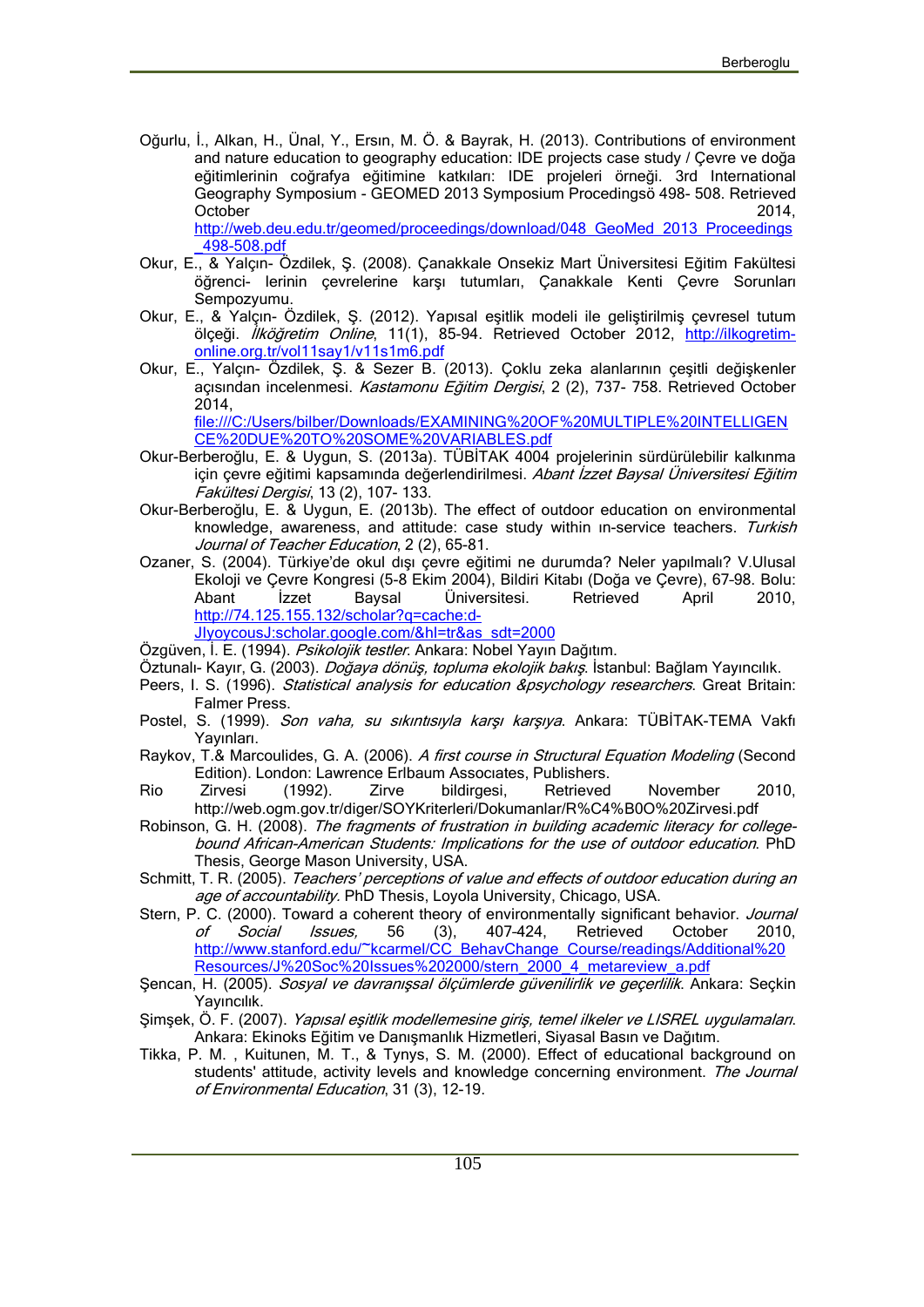Oğurlu, İ., Alkan, H., Ünal, Y., Ersın, M. Ö. & Bayrak, H. (2013). Contributions of environment and nature education to geography education: IDE projects case study / Çevre ve doğa eğitimlerinin coğrafya eğitimine katkıları: IDE projeleri örneği. 3rd International Geography Symposium - GEOMED 2013 Symposium Procedingsö 498- 508. Retrieved October 2014, http://web.deu.edu.tr/geomed/proceedings/download/048_GeoMed_2013_Proceedings_498-508.pdf

Okur, E., & Yalçın- Özdilek, Ş. (2008). Çanakkale Onsekiz Mart Üniversitesi Eğitim Fakültesi öğrenci- lerinin çevrelerine karşı tutumları, Çanakkale Kenti Çevre Sorunları Sempozyumu.

Okur, E., & Yalçın- Özdilek, Ş. (2012). Yapısal eşitlik modeli ile geliştirilmiş çevresel tutum ölçeği. *İlköğretim Online*, 11(1), 85-94. Retrieved October 2012, http://ilkogretim-online.org.tr/vol11say1/v11s1m6.pdf

Okur, E., Yalçın- Özdilek, Ş. & Sezer B. (2013). Çoklu zeka alanlarının çeşitli değişkenler açısından incelenmesi. *Kastamonu Eğitim Dergisi*, 2 (2), 737- 758. Retrieved October 2014, file:///C:/Users/bilber/Downloads/EXAMINING%20OF%20MULTIPLE%20INTELLIGENCE%20DUE%20TO%20SOME%20VARIABLES.pdf

Okur-Berberoğlu, E. & Uygun, S. (2013a). TÜBİTAK 4004 projelerinin sürdürülebilir kalkınma için çevre eğitimi kapsamında değerlendirilmesi. *Abant İzzet Baysal Üniversitesi Eğitim Fakültesi Dergisi*, 13 (2), 107- 133.

Okur-Berberoğlu, E. & Uygun, E. (2013b). The effect of outdoor education on environmental knowledge, awareness, and attitude: case study within ın-service teachers. *Turkish Journal of Teacher Education*, 2 (2), 65-81.

Ozaner, S. (2004). Türkiye'de okul dışı çevre eğitimi ne durumda? Neler yapılmalı? V.Ulusal Ekoloji ve Çevre Kongresi (5-8 Ekim 2004), Bildiri Kitabı (Doğa ve Çevre), 67-98. Bolu: Abant İzzet Baysal Üniversitesi. Retrieved April 2010, http://74.125.155.132/scholar?q=cache:d-JIyoycousJ:scholar.google.com/&hl=tr&as_sdt=2000

Özgüven, İ. E. (1994). *Psikolojik testler*. Ankara: Nobel Yayın Dağıtım.

Öztunalı- Kayır, G. (2003). *Doğaya dönüş, topluma ekolojik bakış*. İstanbul: Bağlam Yayıncılık.

Peers, I. S. (1996). *Statistical analysis for education &psychology researchers*. Great Britain: Falmer Press.

Postel, S. (1999). *Son vaha, su sıkıntısıyla karşı karşıya*. Ankara: TÜBİTAK-TEMA Vakfı Yayınları.

Raykov, T.& Marcoulides, G. A. (2006). *A first course in Structural Equation Modeling* (Second Edition). London: Lawrence Erlbaum Assocıates, Publishers.

Rio Zirvesi (1992). Zirve bildirgesi, Retrieved November 2010, http://web.ogm.gov.tr/diger/SOYKriterleri/Dokumanlar/R%C4%B0O%20Zirvesi.pdf

Robinson, G. H. (2008). *The fragments of frustration in building academic literacy for college-bound African-American Students: Implications for the use of outdoor education.* PhD Thesis, George Mason University, USA.

Schmitt, T. R. (2005). *Teachers' perceptions of value and effects of outdoor education during an age of accountability.* PhD Thesis, Loyola University, Chicago, USA.

Stern, P. C. (2000). Toward a coherent theory of environmentally significant behavior. *Journal of Social Issues,* 56 (3), 407-424, Retrieved October 2010, http://www.stanford.edu/~kcarmel/CC_BehavChange_Course/readings/Additional%20Resources/J%20Soc%20Issues%202000/stern_2000_4_metareview_a.pdf

Şencan, H. (2005). *Sosyal ve davranışsal ölçümlerde güvenilirlik ve geçerlilik*. Ankara: Seçkin Yayıncılık.

Şimşek, Ö. F. (2007). *Yapısal eşitlik modellemesine giriş, temel ilkeler ve LISREL uygulamaları*. Ankara: Ekinoks Eğitim ve Danışmanlık Hizmetleri, Siyasal Basın ve Dağıtım.

Tikka, P. M. , Kuitunen, M. T., & Tynys, S. M. (2000). Effect of educational background on students' attitude, activity levels and knowledge concerning environment. *The Journal of Environmental Education*, 31 (3), 12-19.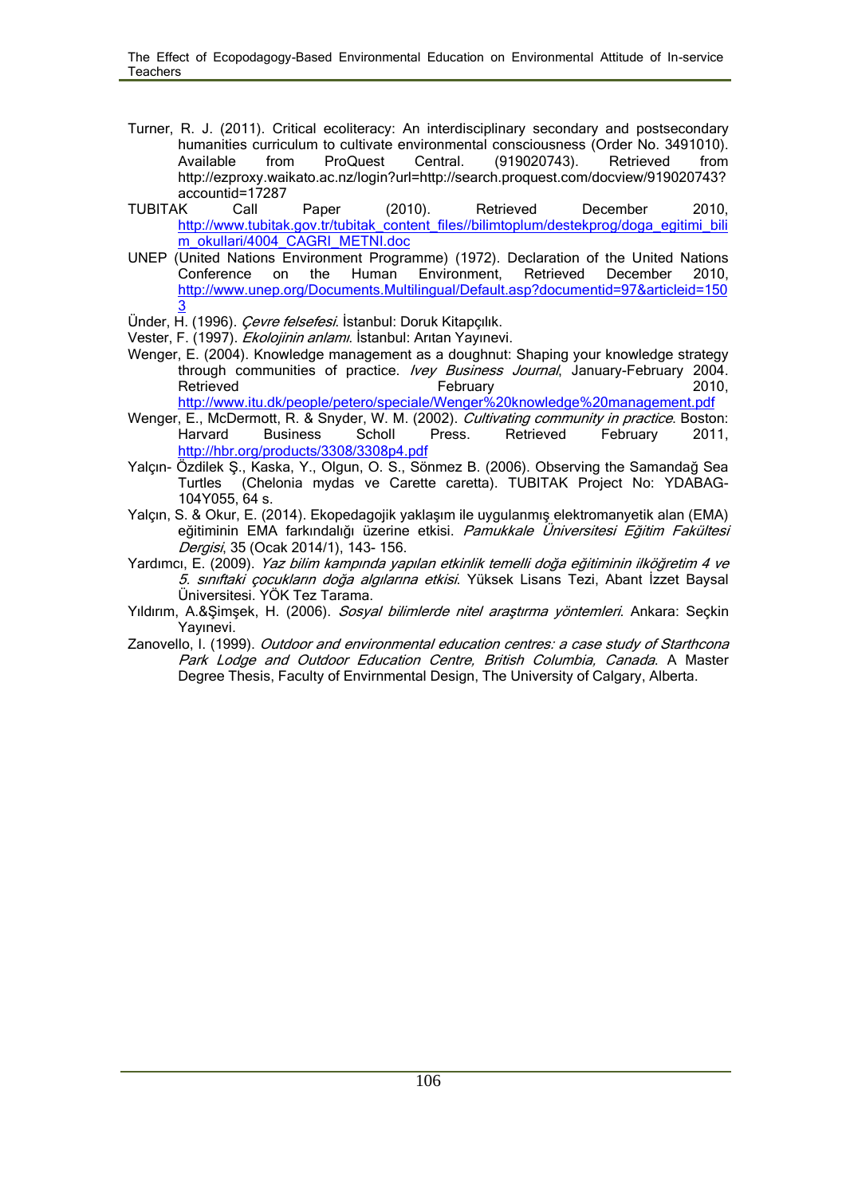Turner, R. J. (2011). Critical ecoliteracy: An interdisciplinary secondary and postsecondary humanities curriculum to cultivate environmental consciousness (Order No. 3491010). Available from ProQuest Central. (919020743). Retrieved from http://ezproxy.waikato.ac.nz/login?url=http://search.proquest.com/docview/919020743?accountid=17287

TUBITAK Call Paper (2010). Retrieved December 2010, http://www.tubitak.gov.tr/tubitak_content_files//bilimtoplum/destekprog/doga_egitimi_bilim_okullari/4004_CAGRI_METNI.doc

UNEP (United Nations Environment Programme) (1972). Declaration of the United Nations Conference on the Human Environment, Retrieved December 2010, http://www.unep.org/Documents.Multilingual/Default.asp?documentid=97&articleid=1503

Ünder, H. (1996). *Çevre felsefesi*. İstanbul: Doruk Kitapçılık.

Vester, F. (1997). *Ekolojinin anlamı*. İstanbul: Arıtan Yayınevi.

Wenger, E. (2004). Knowledge management as a doughnut: Shaping your knowledge strategy through communities of practice. *Ivey Business Journal*, January-February 2004. Retrieved February 2010, http://www.itu.dk/people/petero/speciale/Wenger%20knowledge%20management.pdf

Wenger, E., McDermott, R. & Snyder, W. M. (2002). *Cultivating community in practice*. Boston: Harvard Business Scholl Press. Retrieved February 2011, http://hbr.org/products/3308/3308p4.pdf

Yalçın- Özdilek Ş., Kaska, Y., Olgun, O. S., Sönmez B. (2006). Observing the Samandağ Sea Turtles (Chelonia mydas ve Carette caretta). TUBITAK Project No: YDABAG-104Y055, 64 s.

Yalçın, S. & Okur, E. (2014). Ekopedagojik yaklaşım ile uygulanmış elektromanyetik alan (EMA) eğitiminin EMA farkındalığı üzerine etkisi. *Pamukkale Üniversitesi Eğitim Fakültesi Dergisi*, 35 (Ocak 2014/1), 143- 156.

Yardımcı, E. (2009). *Yaz bilim kampında yapılan etkinlik temelli doğa eğitiminin ilköğretim 4 ve 5. sınıftaki çocukların doğa algılarına etkisi*. Yüksek Lisans Tezi, Abant İzzet Baysal Üniversitesi. YÖK Tez Tarama.

Yıldırım, A.&Şimşek, H. (2006). *Sosyal bilimlerde nitel araştırma yöntemleri*. Ankara: Seçkin Yayınevi.

Zanovello, I. (1999). *Outdoor and environmental education centres: a case study of Starthcona Park Lodge and Outdoor Education Centre, British Columbia, Canada*. A Master Degree Thesis, Faculty of Envirnmental Design, The University of Calgary, Alberta.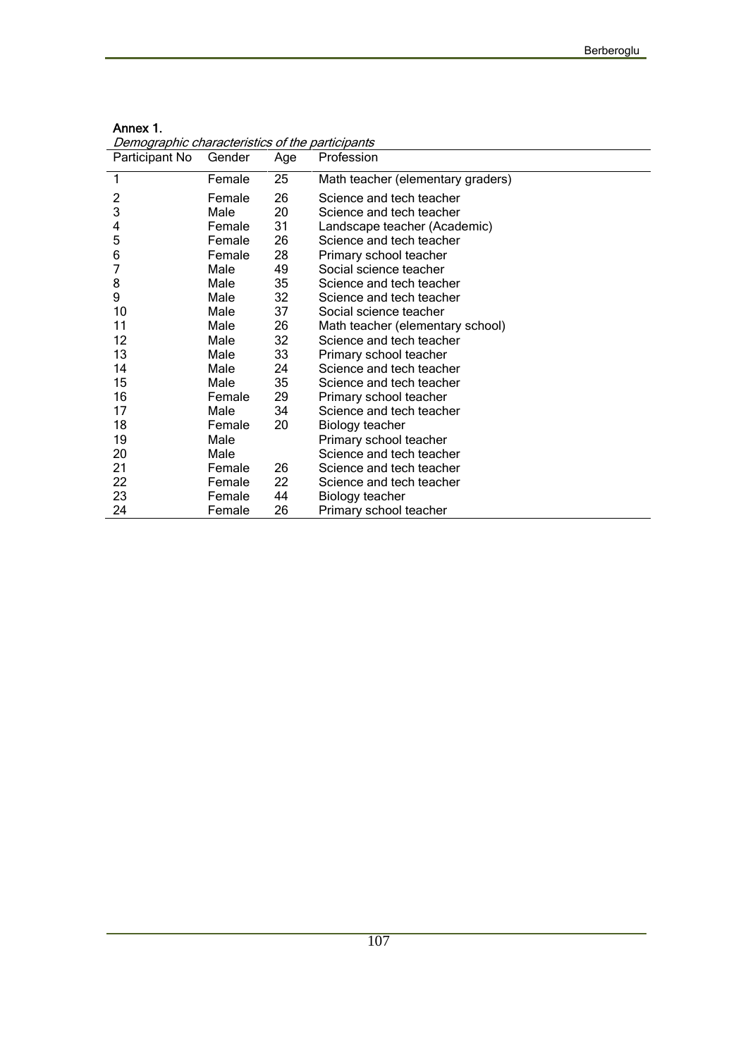**Annex 1.**

*Demographic characteristics of the participants*

| Participant No | Gender | Age | Profession |
|---|---|---|---|
| 1 | Female | 25 | Math teacher (elementary graders) |
| 2 | Female | 26 | Science and tech teacher |
| 3 | Male | 20 | Science and tech teacher |
| 4 | Female | 31 | Landscape teacher (Academic) |
| 5 | Female | 26 | Science and tech teacher |
| 6 | Female | 28 | Primary school teacher |
| 7 | Male | 49 | Social science teacher |
| 8 | Male | 35 | Science and tech teacher |
| 9 | Male | 32 | Science and tech teacher |
| 10 | Male | 37 | Social science teacher |
| 11 | Male | 26 | Math teacher (elementary school) |
| 12 | Male | 32 | Science and tech teacher |
| 13 | Male | 33 | Primary school teacher |
| 14 | Male | 24 | Science and tech teacher |
| 15 | Male | 35 | Science and tech teacher |
| 16 | Female | 29 | Primary school teacher |
| 17 | Male | 34 | Science and tech teacher |
| 18 | Female | 20 | Biology teacher |
| 19 | Male | | Primary school teacher |
| 20 | Male | | Science and tech teacher |
| 21 | Female | 26 | Science and tech teacher |
| 22 | Female | 22 | Science and tech teacher |
| 23 | Female | 44 | Biology teacher |
| 24 | Female | 26 | Primary school teacher |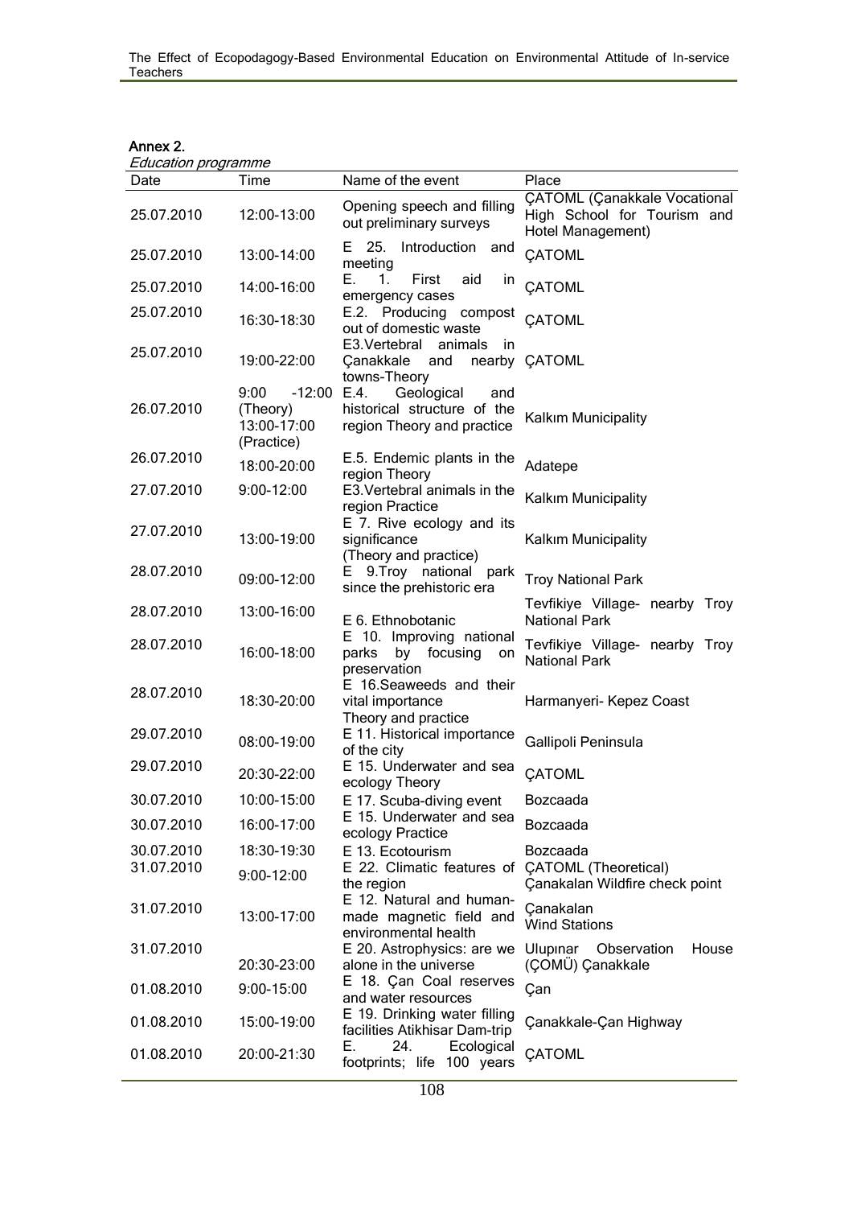**Annex 2.**

*Education programme*

| Date | Time | Name of the event | Place |
|---|---|---|---|
| 25.07.2010 | 12:00-13:00 | Opening speech and filling out preliminary surveys | ÇATOML (Çanakkale Vocational High School for Tourism and Hotel Management) |
| 25.07.2010 | 13:00-14:00 | E 25. Introduction and meeting | ÇATOML |
| 25.07.2010 | 14:00-16:00 | E. 1. First aid in emergency cases | ÇATOML |
| 25.07.2010 | 16:30-18:30 | E.2. Producing compost out of domestic waste | ÇATOML |
| 25.07.2010 | 19:00-22:00 | E3.Vertebral animals in Çanakkale and nearby towns-Theory | ÇATOML |
| 26.07.2010 | 9:00 -12:00 (Theory) 13:00-17:00 (Practice) | E.4. Geological and historical structure of the region Theory and practice | Kalkım Municipality |
| 26.07.2010 | 18:00-20:00 | E.5. Endemic plants in the region Theory | Adatepe |
| 27.07.2010 | 9:00-12:00 | E3.Vertebral animals in the region Practice | Kalkım Municipality |
| 27.07.2010 | 13:00-19:00 | E 7. Rive ecology and its significance (Theory and practice) | Kalkım Municipality |
| 28.07.2010 | 09:00-12:00 | E 9.Troy national park since the prehistoric era | Troy National Park |
| 28.07.2010 | 13:00-16:00 | E 6. Ethnobotanic | Tevfikiye Village- nearby Troy National Park |
| 28.07.2010 | 16:00-18:00 | E 10. Improving national parks by focusing on preservation | Tevfikiye Village- nearby Troy National Park |
| 28.07.2010 | 18:30-20:00 | E 16.Seaweeds and their vital importance Theory and practice | Harmanyeri- Kepez Coast |
| 29.07.2010 | 08:00-19:00 | E 11. Historical importance of the city | Gallipoli Peninsula |
| 29.07.2010 | 20:30-22:00 | E 15. Underwater and sea ecology Theory | ÇATOML |
| 30.07.2010 | 10:00-15:00 | E 17. Scuba-diving event | Bozcaada |
| 30.07.2010 | 16:00-17:00 | E 15. Underwater and sea ecology Practice | Bozcaada |
| 30.07.2010 | 18:30-19:30 | E 13. Ecotourism | Bozcaada |
| 31.07.2010 | 9:00-12:00 | E 22. Climatic features of the region | ÇATOML (Theoretical) Çanakalan Wildfire check point |
| 31.07.2010 | 13:00-17:00 | E 12. Natural and human-made magnetic field and environmental health | Çanakalan Wind Stations |
| 31.07.2010 | 20:30-23:00 | E 20. Astrophysics: are we alone in the universe | Ulupınar Observation House (ÇOMÜ) Çanakkale |
| 01.08.2010 | 9:00-15:00 | E 18. Çan Coal reserves and water resources | Çan |
| 01.08.2010 | 15:00-19:00 | E 19. Drinking water filling facilities Atikhisar Dam-trip | Çanakkale-Çan Highway |
| 01.08.2010 | 20:00-21:30 | E. 24. Ecological footprints; life 100 years | ÇATOML |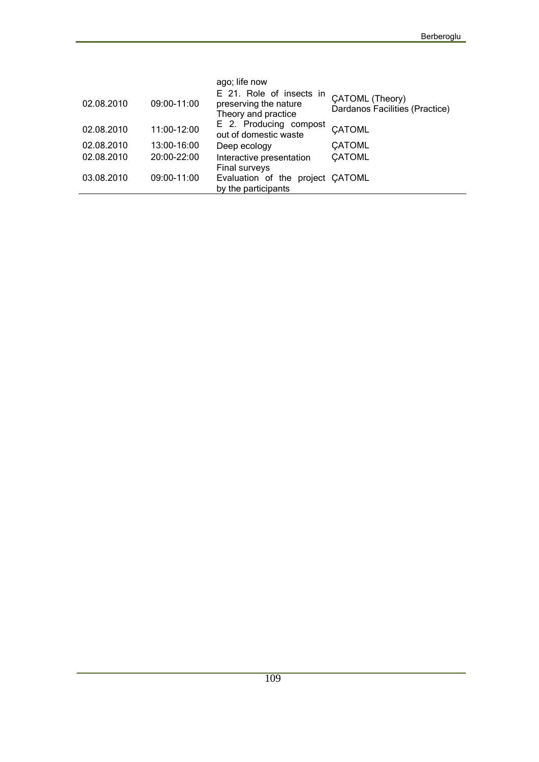| | | | |
|---|---|---|---|
| | | ago; life now | |
| 02.08.2010 | 09:00-11:00 | E 21. Role of insects in preserving the nature Theory and practice | ÇATOML (Theory) Dardanos Facilities (Practice) |
| 02.08.2010 | 11:00-12:00 | E 2. Producing compost out of domestic waste | ÇATOML |
| 02.08.2010 | 13:00-16:00 | Deep ecology | ÇATOML |
| 02.08.2010 | 20:00-22:00 | Interactive presentation | ÇATOML |
| 03.08.2010 | 09:00-11:00 | Final surveys Evaluation of the project by the participants | ÇATOML |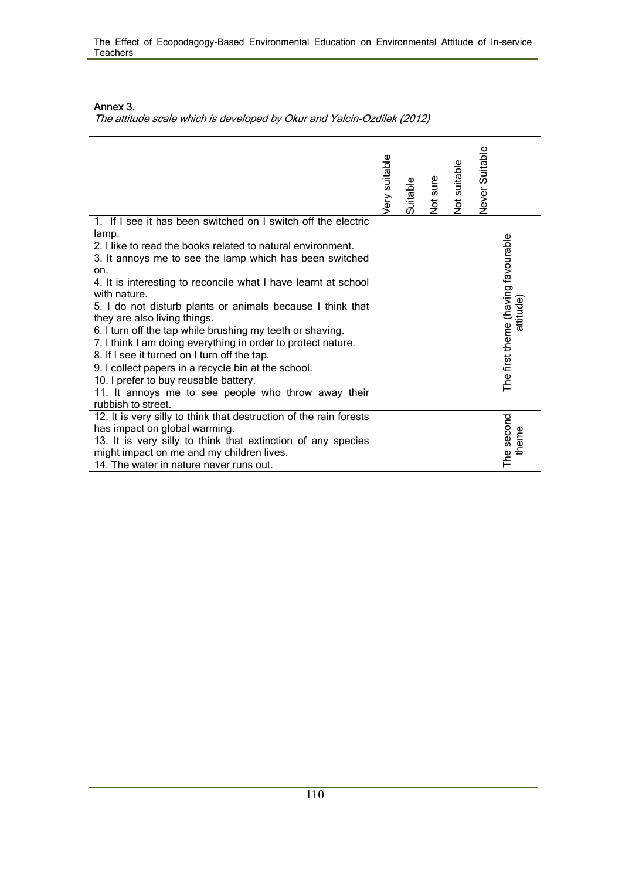**Annex 3.**

*The attitude scale which is developed by Okur and Yalcin-Ozdilek (2012)*

| | Very suitable | Suitable | Not sure | Not suitable | Never Suitable | |
|---|---|---|---|---|---|---|
| 1. If I see it has been switched on I switch off the electric lamp. | | | | | | The first theme (having favourable attitude) |
| 2. I like to read the books related to natural environment. | | | | | | |
| 3. It annoys me to see the lamp which has been switched on. | | | | | | |
| 4. It is interesting to reconcile what I have learnt at school with nature. | | | | | | |
| 5. I do not disturb plants or animals because I think that they are also living things. | | | | | | |
| 6. I turn off the tap while brushing my teeth or shaving. | | | | | | |
| 7. I think I am doing everything in order to protect nature. | | | | | | |
| 8. If I see it turned on I turn off the tap. | | | | | | |
| 9. I collect papers in a recycle bin at the school. | | | | | | |
| 10. I prefer to buy reusable battery. | | | | | | |
| 11. It annoys me to see people who throw away their rubbish to street. | | | | | | |
| 12. It is very silly to think that destruction of the rain forests has impact on global warming. | | | | | | The second theme |
| 13. It is very silly to think that extinction of any species might impact on me and my children lives. | | | | | | |
| 14. The water in nature never runs out. | | | | | | |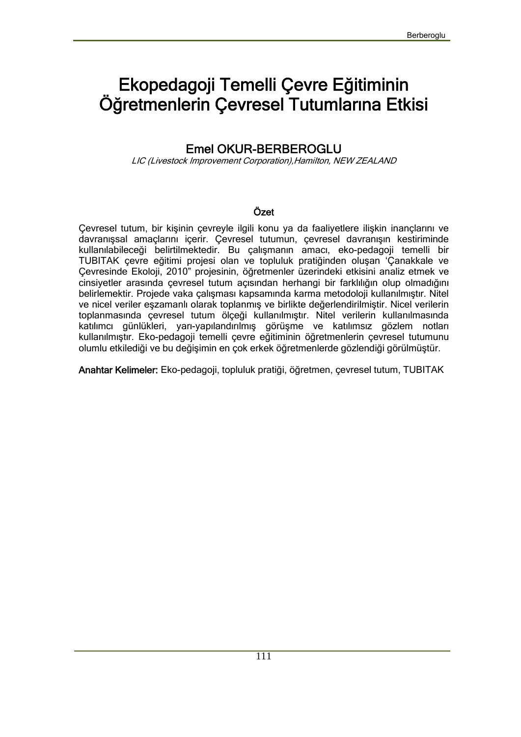# Ekopedagoji Temelli Çevre Eğitiminin Öğretmenlerin Çevresel Tutumlarına Etkisi

## Emel OKUR-BERBEROGLU

*LIC (Livestock Improvement Corporation),Hamilton, NEW ZEALAND*

### Özet

Çevresel tutum, bir kişinin çevreyle ilgili konu ya da faaliyetlere ilişkin inançlarını ve davranışsal amaçlarını içerir. Çevresel tutumun, çevresel davranışın kestiriminde kullanılabileceği belirtilmektedir. Bu çalışmanın amacı, eko-pedagoji temelli bir TUBITAK çevre eğitimi projesi olan ve topluluk pratiğinden oluşan 'Çanakkale ve Çevresinde Ekoloji, 2010" projesinin, öğretmenler üzerindeki etkisini analiz etmek ve cinsiyetler arasında çevresel tutum açısından herhangi bir farklılığın olup olmadığını belirlemektir. Projede vaka çalışması kapsamında karma metodoloji kullanılmıştır. Nitel ve nicel veriler eşzamanlı olarak toplanmış ve birlikte değerlendirilmiştir. Nicel verilerin toplanmasında çevresel tutum ölçeği kullanılmıştır. Nitel verilerin kullanılmasında katılımcı günlükleri, yarı-yapılandırılmış görüşme ve katılımsız gözlem notları kullanılmıştır. Eko-pedagoji temelli çevre eğitiminin öğretmenlerin çevresel tutumunu olumlu etkilediği ve bu değişimin en çok erkek öğretmenlerde gözlendiği görülmüştür.

**Anahtar Kelimeler:** Eko-pedagoji, topluluk pratiği, öğretmen, çevresel tutum, TUBITAK